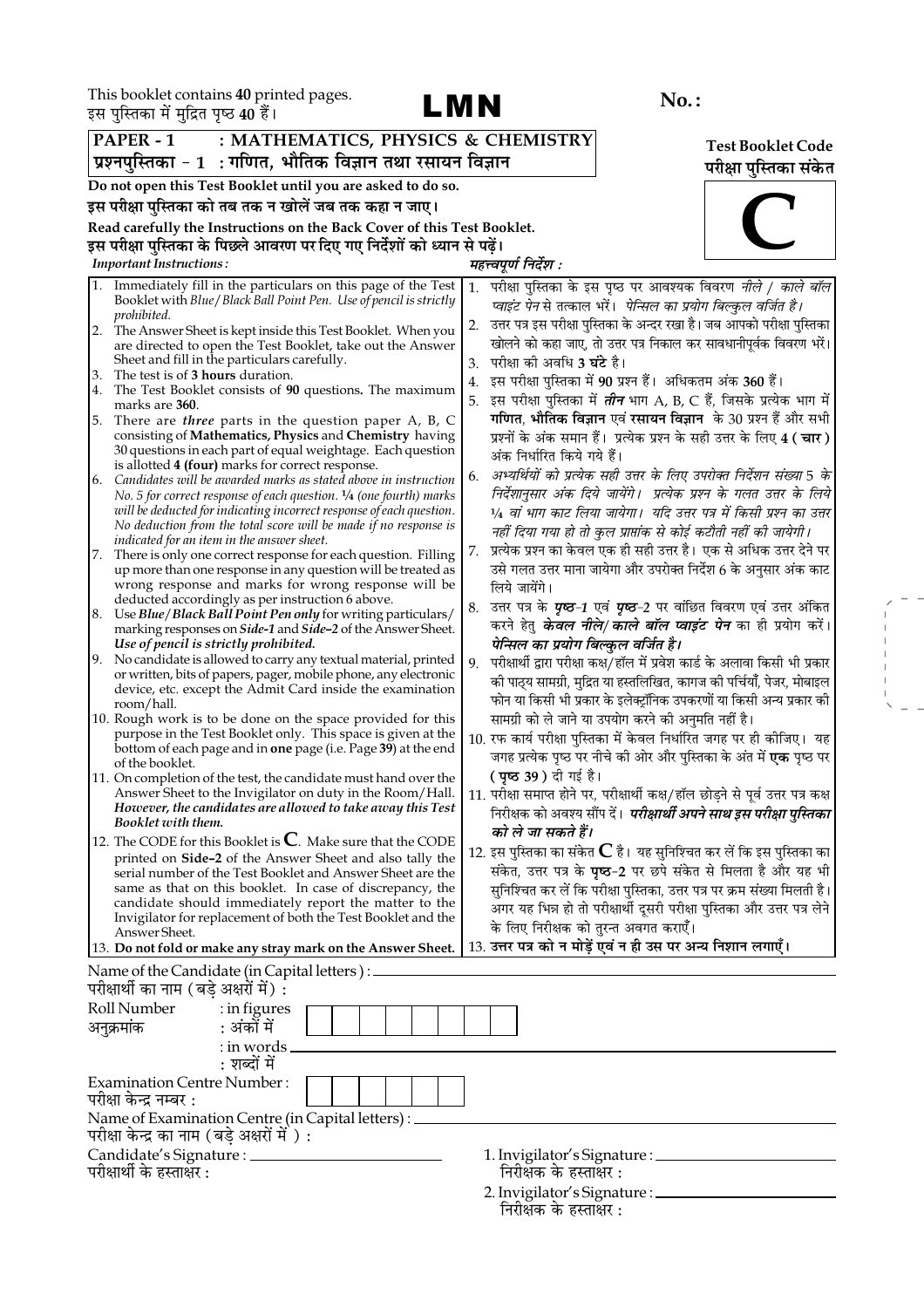This booklet contains **40** printed pages.
इस पुस्तिका में मुद्रित पृष्ठ **40** हैं।

# LMN

**No. :**

**PAPER - 1 : MATHEMATICS, PHYSICS & CHEMISTRY**
**प्रश्नपुस्तिका - 1 : गणित, भौतिक विज्ञान तथा रसायन विज्ञान**

**Test Booklet Code**
**परीक्षा पुस्तिका संकेत**

# C

**Do not open this Test Booklet until you are asked to do so.**
**इस परीक्षा पुस्तिका को तब तक न खोलें जब तक कहा न जाए।**

**Read carefully the Instructions on the Back Cover of this Test Booklet.**
**इस परीक्षा पुस्तिका के पिछले आवरण पर दिए गए निर्देशों को ध्यान से पढ़ें।**

***Important Instructions :***

1. Immediately fill in the particulars on this page of the Test Booklet with *Blue/Black Ball Point Pen. Use of pencil is strictly prohibited.*
2. The Answer Sheet is kept inside this Test Booklet. When you are directed to open the Test Booklet, take out the Answer Sheet and fill in the particulars carefully.
3. The test is of **3 hours** duration.
4. The Test Booklet consists of **90** questions**.** The maximum marks are **360**.
5. There are ***three*** parts in the question paper A, B, C consisting of **Mathematics, Physics** and **Chemistry** having 30 questions in each part of equal weightage. Each question is allotted **4 (four)** marks for correct response.
6. *Candidates will be awarded marks as stated above in instruction No. 5 for correct response of each question. ¼ (one fourth) marks will be deducted for indicating incorrect response of each question. No deduction from the total score will be made if no response is indicated for an item in the answer sheet.*
7. There is only one correct response for each question. Filling up more than one response in any question will be treated as wrong response and marks for wrong response will be deducted accordingly as per instruction 6 above.
8. Use ***Blue/Black Ball Point Pen only*** for writing particulars/ marking responses on ***Side-1*** and ***Side-2*** of the Answer Sheet. ***Use of pencil is strictly prohibited.***
9. No candidate is allowed to carry any textual material, printed or written, bits of papers, pager, mobile phone, any electronic device, etc. except the Admit Card inside the examination room/hall.
10. Rough work is to be done on the space provided for this purpose in the Test Booklet only. This space is given at the bottom of each page and in **one** page (i.e. Page **39**) at the end of the booklet.
11. On completion of the test, the candidate must hand over the Answer Sheet to the Invigilator on duty in the Room/Hall. ***However, the candidates are allowed to take away this Test Booklet with them.***
12. The CODE for this Booklet is **C**. Make sure that the CODE printed on **Side-2** of the Answer Sheet and also tally the serial number of the Test Booklet and Answer Sheet are the same as that on this booklet. In case of discrepancy, the candidate should immediately report the matter to the Invigilator for replacement of both the Test Booklet and the Answer Sheet.
13. **Do not fold or make any stray mark on the Answer Sheet.**

***महत्त्वपूर्ण निर्देश :***

1. परीक्षा पुस्तिका के इस पृष्ठ पर आवश्यक विवरण *नीले / काले बॉल प्वाइंट पेन* से तत्काल भरें। *पेन्सिल का प्रयोग बिल्कुल वर्जित है।*
2. उत्तर पत्र इस परीक्षा पुस्तिका के अन्दर रखा है। जब आपको परीक्षा पुस्तिका खोलने को कहा जाए, तो उत्तर पत्र निकाल कर सावधानीपूर्वक विवरण भरें।
3. परीक्षा की अवधि **3 घंटे** है।
4. इस परीक्षा पुस्तिका में **90** प्रश्न हैं। अधिकतम अंक **360** हैं।
5. इस परीक्षा पुस्तिका में ***तीन*** भाग A, B, C हैं, जिसके प्रत्येक भाग में **गणित**, **भौतिक विज्ञान** एवं **रसायन विज्ञान** के 30 प्रश्न हैं और सभी प्रश्नों के अंक समान हैं। प्रत्येक प्रश्न के सही उत्तर के लिए **4 ( चार )** अंक निर्धारित किये गये हैं।
6. *अभ्यर्थियों को प्रत्येक सही उत्तर के लिए उपरोक्त निर्देशन संख्या 5 के निर्देशानुसार अंक दिये जायेंगे। प्रत्येक प्रश्न के गलत उत्तर के लिये ¼ वां भाग काट लिया जायेगा। यदि उत्तर पत्र में किसी प्रश्न का उत्तर नहीं दिया गया हो तो कुल प्राप्तांक से कोई कटौती नहीं की जायेगी।*
7. प्रत्येक प्रश्न का केवल एक ही सही उत्तर है। एक से अधिक उत्तर देने पर उसे गलत उत्तर माना जायेगा और उपरोक्त निर्देश 6 के अनुसार अंक काट लिये जायेंगे।
8. उत्तर पत्र के ***पृष्ठ-1*** एवं ***पृष्ठ-2*** पर वांछित विवरण एवं उत्तर अंकित करने हेतु ***केवल नीले/ काले बॉल प्वाइंट पेन*** का ही प्रयोग करें। ***पेन्सिल का प्रयोग बिल्कुल वर्जित है।***
9. परीक्षार्थी द्वारा परीक्षा कक्ष/हॉल में प्रवेश कार्ड के अलावा किसी भी प्रकार की पाठ्य सामग्री, मुद्रित या हस्तलिखित, कागज की पर्चियाँ, पेजर, मोबाइल फोन या किसी भी प्रकार के इलेक्ट्रॉनिक उपकरणों या किसी अन्य प्रकार की सामग्री को ले जाने या उपयोग करने की अनुमति नहीं है।
10. रफ कार्य परीक्षा पुस्तिका में केवल निर्धारित जगह पर ही कीजिए। यह जगह प्रत्येक पृष्ठ पर नीचे की ओर और पुस्तिका के अंत में **एक** पृष्ठ पर **( पृष्ठ 39 )** दी गई है।
11. परीक्षा समाप्त होने पर, परीक्षार्थी कक्ष/हॉल छोड़ने से पूर्व उत्तर पत्र कक्ष निरीक्षक को अवश्य सौंप दें। ***परीक्षार्थी अपने साथ इस परीक्षा पुस्तिका को ले जा सकते हैं।***
12. इस पुस्तिका का संकेत **C** है। यह सुनिश्चित कर लें कि इस पुस्तिका का संकेत, उत्तर पत्र के **पृष्ठ-2** पर छपे संकेत से मिलता है और यह भी सुनिश्चित कर लें कि परीक्षा पुस्तिका, उत्तर पत्र पर क्रम संख्या मिलती है। अगर यह भिन्न हो तो परीक्षार्थी दूसरी परीक्षा पुस्तिका और उत्तर पत्र लेने के लिए निरीक्षक को तुरन्त अवगत कराएँ।
13. **उत्तर पत्र को न मोड़ें एवं न ही उस पर अन्य निशान लगाएँ।**

Name of the Candidate (in Capital letters) : ____________________
परीक्षार्थी का नाम (बड़े अक्षरों में) :

Roll Number : in figures
अनुक्रमांक : अंकों में

| | | | | | | | | |
|---|---|---|---|---|---|---|---|---|

: in words ____________________
: शब्दों में

Examination Centre Number :
परीक्षा केन्द्र नम्बर :

| | | | | | |
|---|---|---|---|---|---|

Name of Examination Centre (in Capital letters) : ____________________
परीक्षा केन्द्र का नाम (बड़े अक्षरों में ) :

Candidate's Signature : ____________________
परीक्षार्थी के हस्ताक्षर :

1. Invigilator's Signature : ____________________
निरीक्षक के हस्ताक्षर :

2. Invigilator's Signature : ____________________
निरीक्षक के हस्ताक्षर :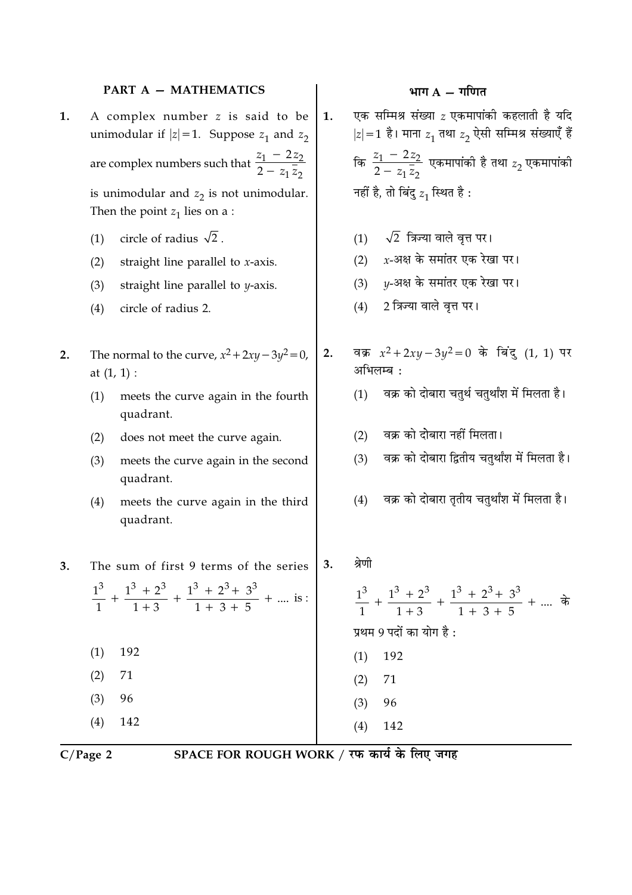## PART A — MATHEMATICS

1. A complex number $z$ is said to be unimodular if $|z| = 1$. Suppose $z_1$ and $z_2$ are complex numbers such that $\frac{z_1 - 2z_2}{2 - z_1 \bar{z}_2}$ is unimodular and $z_2$ is not unimodular. Then the point $z_1$ lies on a :

   (1) circle of radius $\sqrt{2}$.

   (2) straight line parallel to $x$-axis.

   (3) straight line parallel to $y$-axis.

   (4) circle of radius 2.

2. The normal to the curve, $x^2 + 2xy - 3y^2 = 0$, at $(1, 1)$ :

   (1) meets the curve again in the fourth quadrant.

   (2) does not meet the curve again.

   (3) meets the curve again in the second quadrant.

   (4) meets the curve again in the third quadrant.

3. The sum of first 9 terms of the series $\frac{1^3}{1} + \frac{1^3 + 2^3}{1 + 3} + \frac{1^3 + 2^3 + 3^3}{1 + 3 + 5} + ....$ is :

   (1) 192

   (2) 71

   (3) 96

   (4) 142

## भाग A — गणित

1. एक सम्मिश्र संख्या $z$ एकमापांकी कहलाती है यदि $|z| = 1$ है। माना $z_1$ तथा $z_2$ ऐसी सम्मिश्र संख्याएँ हैं कि $\frac{z_1 - 2z_2}{2 - z_1 \bar{z}_2}$ एकमापांकी है तथा $z_2$ एकमापांकी नहीं है, तो बिंदु $z_1$ स्थित है :

   (1) $\sqrt{2}$ त्रिज्या वाले वृत्त पर।

   (2) $x$-अक्ष के समांतर एक रेखा पर।

   (3) $y$-अक्ष के समांतर एक रेखा पर।

   (4) 2 त्रिज्या वाले वृत्त पर।

2. वक्र $x^2 + 2xy - 3y^2 = 0$ के बिंदु $(1, 1)$ पर अभिलम्ब :

   (1) वक्र को दोबारा चतुर्थ चतुर्थांश में मिलता है।

   (2) वक्र को दोबारा नहीं मिलता।

   (3) वक्र को दोबारा द्वितीय चतुर्थांश में मिलता है।

   (4) वक्र को दोबारा तृतीय चतुर्थांश में मिलता है।

3. श्रेणी

   $\frac{1^3}{1} + \frac{1^3 + 2^3}{1 + 3} + \frac{1^3 + 2^3 + 3^3}{1 + 3 + 5} + ....$ के प्रथम 9 पदों का योग है :

   (1) 192

   (2) 71

   (3) 96

   (4) 142

SPACE FOR ROUGH WORK / रफ कार्य के लिए जगह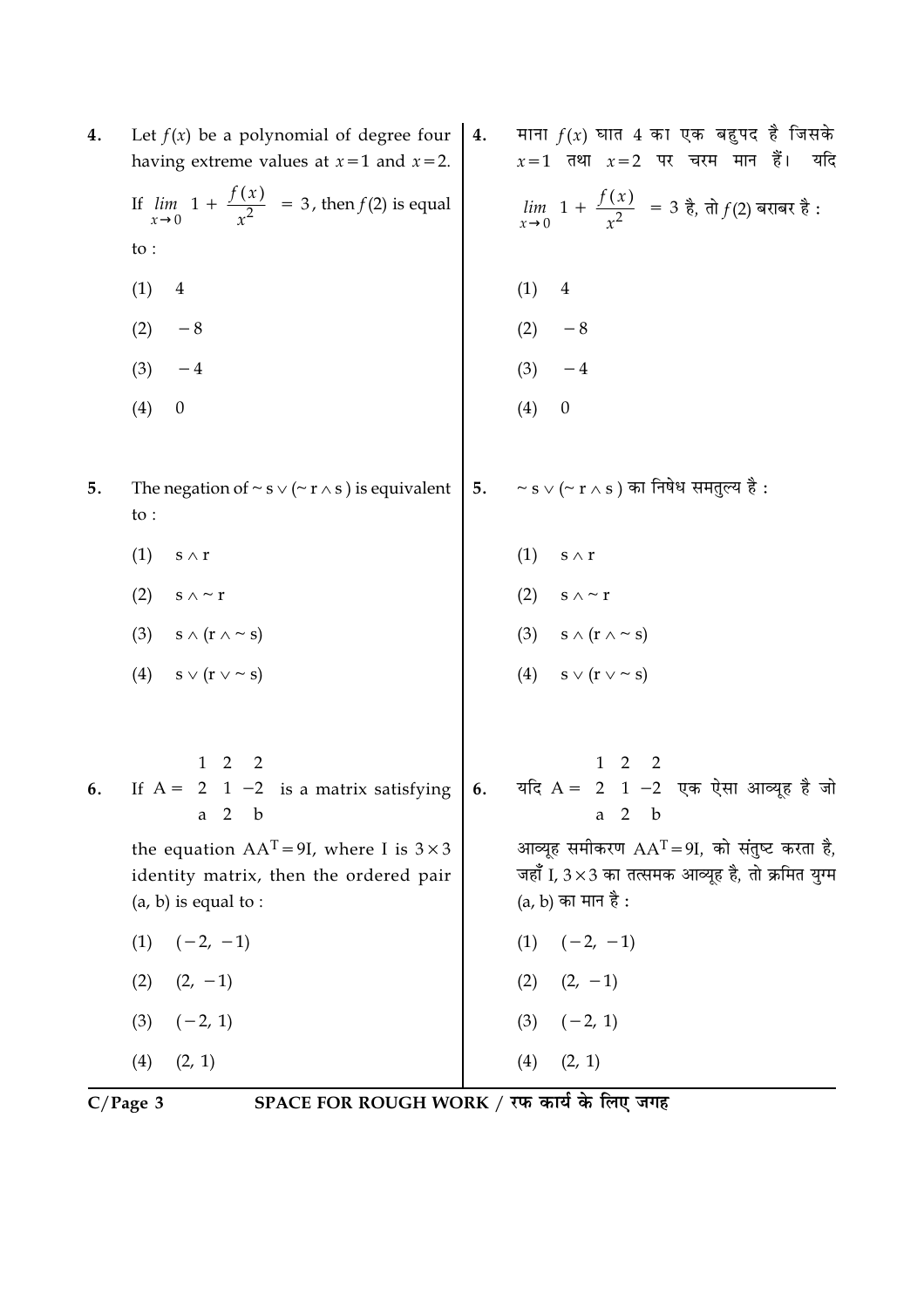4. Let $f(x)$ be a polynomial of degree four having extreme values at $x=1$ and $x=2$. If $\lim_{x \to 0} \left[1 + \frac{f(x)}{x^2}\right] = 3$, then $f(2)$ is equal to :

(1) 4

(2) $-8$

(3) $-4$

(4) 0

4. माना $f(x)$ घात 4 का एक बहुपद है जिसके $x=1$ तथा $x=2$ पर चरम मान हैं। यदि $\lim_{x \to 0} \left[1 + \frac{f(x)}{x^2}\right] = 3$ है, तो $f(2)$ बराबर है :

(1) 4

(2) $-8$

(3) $-4$

(4) 0

5. The negation of $\sim s \vee (\sim r \wedge s)$ is equivalent to :

(1) $s \wedge r$

(2) $s \wedge \sim r$

(3) $s \wedge (r \wedge \sim s)$

(4) $s \vee (r \vee \sim s)$

5. $\sim s \vee (\sim r \wedge s)$ का निषेध समतुल्य है :

(1) $s \wedge r$

(2) $s \wedge \sim r$

(3) $s \wedge (r \wedge \sim s)$

(4) $s \vee (r \vee \sim s)$

6. If $A = \begin{bmatrix} 1 & 2 & 2 \\ 2 & 1 & -2 \\ a & 2 & b \end{bmatrix}$ is a matrix satisfying the equation $AA^T = 9I$, where I is $3 \times 3$ identity matrix, then the ordered pair (a, b) is equal to :

(1) $(-2, -1)$

(2) $(2, -1)$

(3) $(-2, 1)$

(4) $(2, 1)$

6. यदि $A = \begin{bmatrix} 1 & 2 & 2 \\ 2 & 1 & -2 \\ a & 2 & b \end{bmatrix}$ एक ऐसा आव्यूह है जो आव्यूह समीकरण $AA^T = 9I$, को संतुष्ट करता है, जहाँ I, $3 \times 3$ का तत्समक आव्यूह है, तो क्रमित युग्म (a, b) का मान है :

(1) $(-2, -1)$

(2) $(2, -1)$

(3) $(-2, 1)$

(4) $(2, 1)$

SPACE FOR ROUGH WORK / रफ कार्य के लिए जगह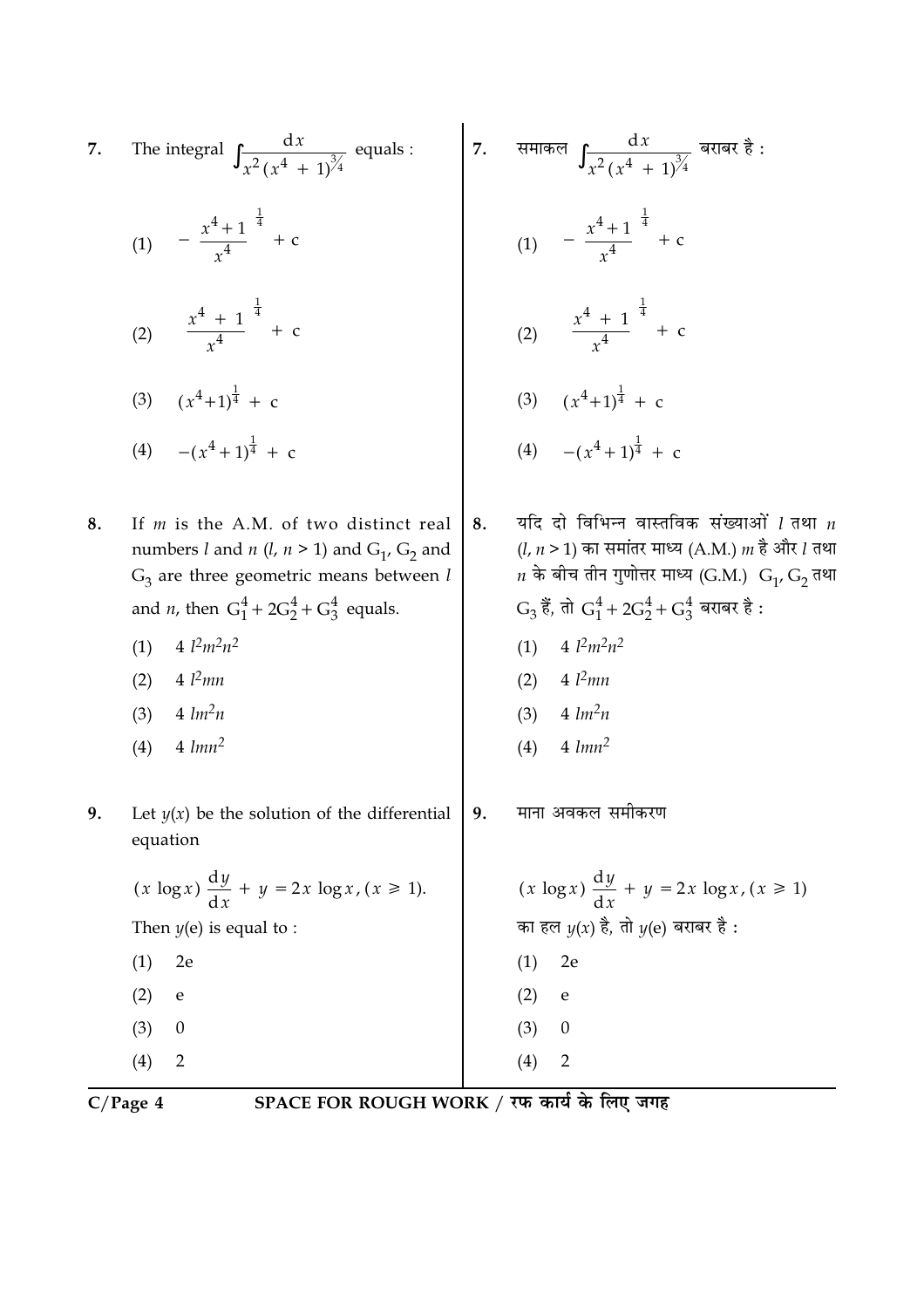7. The integral $\int \frac{dx}{x^2 (x^4 + 1)^{3/4}}$ equals :

(1) $-\left(\frac{x^4+1}{x^4}\right)^{\frac{1}{4}} + c$

(2) $\left(\frac{x^4 + 1}{x^4}\right)^{\frac{1}{4}} + c$

(3) $(x^4+1)^{\frac{1}{4}} + c$

(4) $-(x^4+1)^{\frac{1}{4}} + c$

7. समाकल $\int \frac{dx}{x^2 (x^4 + 1)^{3/4}}$ बराबर है :

(1) $-\left(\frac{x^4+1}{x^4}\right)^{\frac{1}{4}} + c$

(2) $\left(\frac{x^4 + 1}{x^4}\right)^{\frac{1}{4}} + c$

(3) $(x^4+1)^{\frac{1}{4}} + c$

(4) $-(x^4+1)^{\frac{1}{4}} + c$

8. If $m$ is the A.M. of two distinct real numbers $l$ and $n$ ($l, n > 1$) and $G_1$, $G_2$ and $G_3$ are three geometric means between $l$ and $n$, then $G_1^4 + 2G_2^4 + G_3^4$ equals.

(1) $4\ l^2m^2n^2$

(2) $4\ l^2mn$

(3) $4\ lm^2n$

(4) $4\ lmn^2$

8. यदि दो विभिन्न वास्तविक संख्याओं $l$ तथा $n$ ($l, n > 1$) का समांतर माध्य (A.M.) $m$ है और $l$ तथा $n$ के बीच तीन गुणोत्तर माध्य (G.M.) $G_1, G_2$ तथा $G_3$ हैं, तो $G_1^4 + 2G_2^4 + G_3^4$ बराबर है :

(1) $4\ l^2m^2n^2$

(2) $4\ l^2mn$

(3) $4\ lm^2n$

(4) $4\ lmn^2$

9. Let $y(x)$ be the solution of the differential equation

$$(x \log x) \frac{dy}{dx} + y = 2x \log x, (x \geq 1).$$

Then $y(e)$ is equal to :

(1) 2e

(2) e

(3) 0

(4) 2

9. माना अवकल समीकरण

$$(x \log x) \frac{dy}{dx} + y = 2x \log x, (x \geq 1)$$

का हल $y(x)$ है, तो $y(e)$ बराबर है :

(1) 2e

(2) e

(3) 0

(4) 2

SPACE FOR ROUGH WORK / रफ कार्य के लिए जगह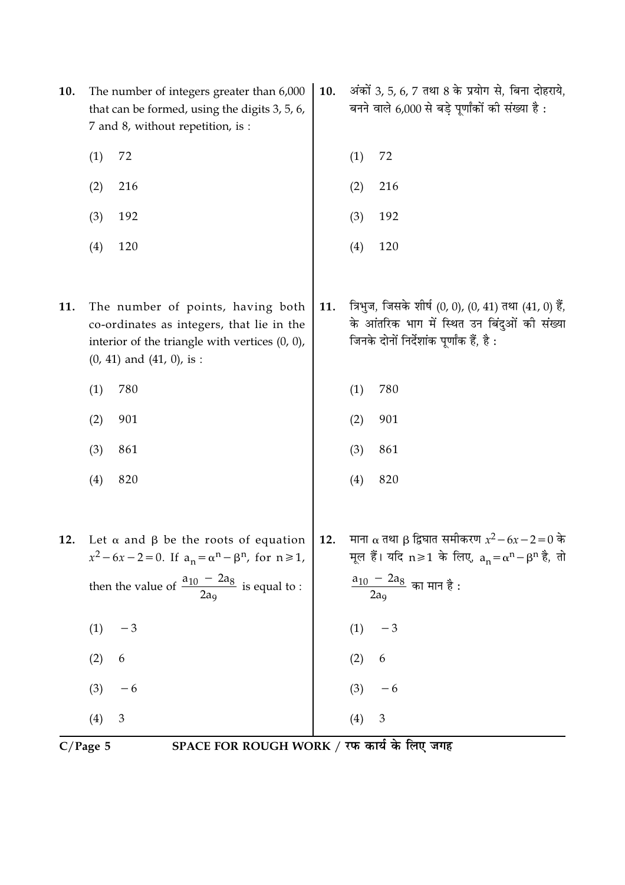10. The number of integers greater than 6,000 that can be formed, using the digits 3, 5, 6, 7 and 8, without repetition, is :

(1) 72

(2) 216

(3) 192

(4) 120

10. अंकों 3, 5, 6, 7 तथा 8 के प्रयोग से, बिना दोहराये, बनने वाले 6,000 से बड़े पूर्णांकों की संख्या है :

(1) 72

(2) 216

(3) 192

(4) 120

11. The number of points, having both co-ordinates as integers, that lie in the interior of the triangle with vertices (0, 0), (0, 41) and (41, 0), is :

(1) 780

(2) 901

(3) 861

(4) 820

11. त्रिभुज, जिसके शीर्ष (0, 0), (0, 41) तथा (41, 0) हैं, के आंतरिक भाग में स्थित उन बिंदुओं की संख्या जिनके दोनों निर्देशांक पूर्णांक हैं, है :

(1) 780

(2) 901

(3) 861

(4) 820

12. Let $\alpha$ and $\beta$ be the roots of equation $x^2 - 6x - 2 = 0$. If $a_n = \alpha^n - \beta^n$, for $n \geq 1$, then the value of $\frac{a_{10} - 2a_8}{2a_9}$ is equal to :

(1) $-3$

(2) $6$

(3) $-6$

(4) $3$

12. माना $\alpha$ तथा $\beta$ द्विघात समीकरण $x^2 - 6x - 2 = 0$ के मूल हैं। यदि $n \geq 1$ के लिए, $a_n = \alpha^n - \beta^n$ है, तो $\frac{a_{10} - 2a_8}{2a_9}$ का मान है :

(1) $-3$

(2) $6$

(3) $-6$

(4) $3$

SPACE FOR ROUGH WORK / रफ कार्य के लिए जगह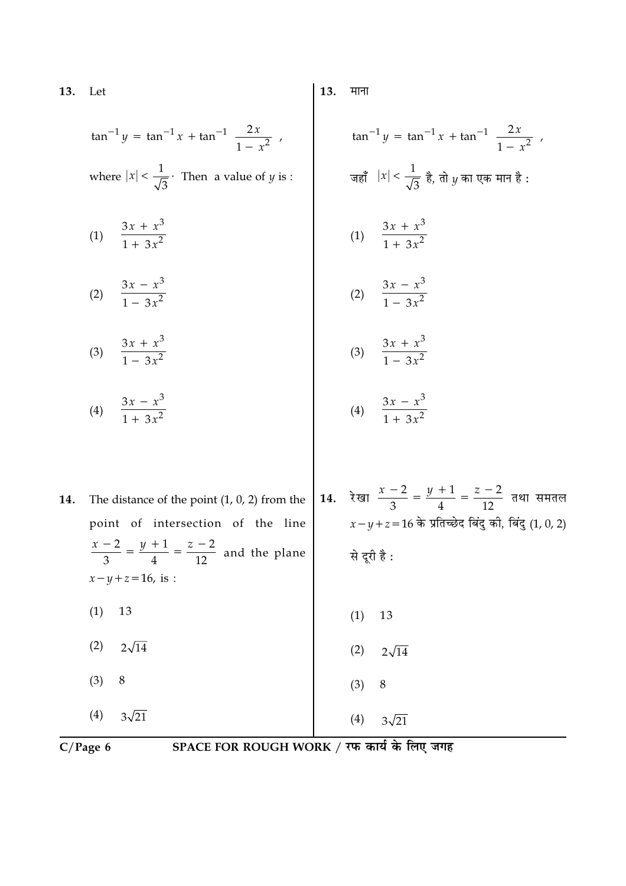13. Let

$$\tan^{-1} y = \tan^{-1} x + \tan^{-1} \frac{2x}{1 - x^2},$$

where $|x| < \frac{1}{\sqrt{3}}$. Then a value of $y$ is :

(1) $\frac{3x + x^3}{1 + 3x^2}$

(2) $\frac{3x - x^3}{1 - 3x^2}$

(3) $\frac{3x + x^3}{1 - 3x^2}$

(4) $\frac{3x - x^3}{1 + 3x^2}$

13. माना

$$\tan^{-1} y = \tan^{-1} x + \tan^{-1} \frac{2x}{1 - x^2},$$

जहाँ $|x| < \frac{1}{\sqrt{3}}$ है, तो $y$ का एक मान है :

(1) $\frac{3x + x^3}{1 + 3x^2}$

(2) $\frac{3x - x^3}{1 - 3x^2}$

(3) $\frac{3x + x^3}{1 - 3x^2}$

(4) $\frac{3x - x^3}{1 + 3x^2}$

14. The distance of the point (1, 0, 2) from the point of intersection of the line $\frac{x-2}{3} = \frac{y+1}{4} = \frac{z-2}{12}$ and the plane $x - y + z = 16$, is :

(1) 13

(2) $2\sqrt{14}$

(3) 8

(4) $3\sqrt{21}$

14. रेखा $\frac{x-2}{3} = \frac{y+1}{4} = \frac{z-2}{12}$ तथा समतल $x - y + z = 16$ के प्रतिच्छेद बिंदु की, बिंदु (1, 0, 2) से दूरी है :

(1) 13

(2) $2\sqrt{14}$

(3) 8

(4) $3\sqrt{21}$

SPACE FOR ROUGH WORK / रफ कार्य के लिए जगह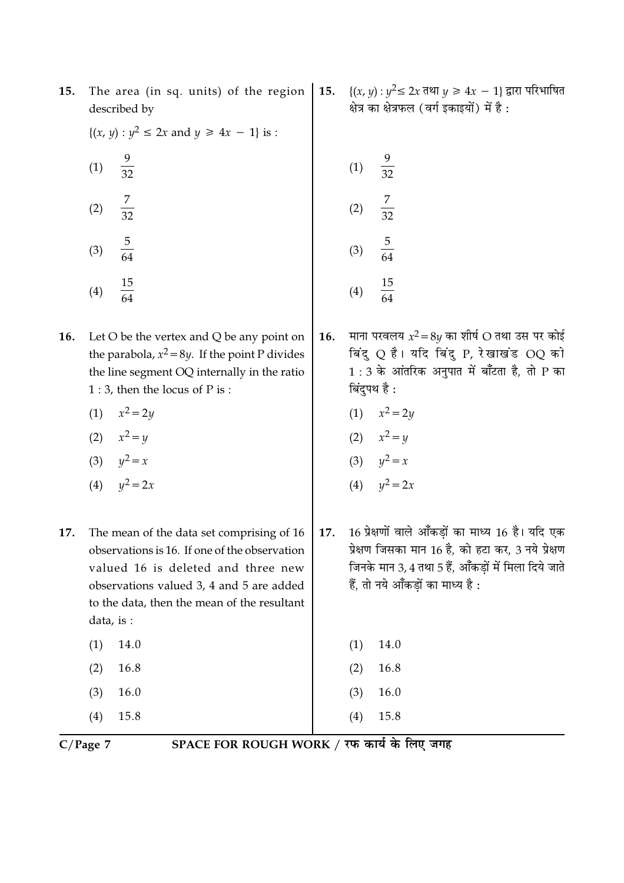15. The area (in sq. units) of the region described by

$\{(x, y) : y^2 \leq 2x \text{ and } y \geq 4x - 1\}$ is :

(1) $\frac{9}{32}$

(2) $\frac{7}{32}$

(3) $\frac{5}{64}$

(4) $\frac{15}{64}$

15. $\{(x, y) : y^2 \leq 2x$ तथा $y \geq 4x - 1\}$ द्वारा परिभाषित क्षेत्र का क्षेत्रफल (वर्ग इकाइयों) में है :

(1) $\frac{9}{32}$

(2) $\frac{7}{32}$

(3) $\frac{5}{64}$

(4) $\frac{15}{64}$

16. Let O be the vertex and Q be any point on the parabola, $x^2 = 8y$. If the point P divides the line segment OQ internally in the ratio 1 : 3, then the locus of P is :

(1) $x^2 = 2y$

(2) $x^2 = y$

(3) $y^2 = x$

(4) $y^2 = 2x$

16. माना परवलय $x^2 = 8y$ का शीर्ष O तथा उस पर कोई बिंदु Q है। यदि बिंदु P, रेखाखंड OQ को 1 : 3 के आंतरिक अनुपात में बाँटता है, तो P का बिंदुपथ है :

(1) $x^2 = 2y$

(2) $x^2 = y$

(3) $y^2 = x$

(4) $y^2 = 2x$

17. The mean of the data set comprising of 16 observations is 16. If one of the observation valued 16 is deleted and three new observations valued 3, 4 and 5 are added to the data, then the mean of the resultant data, is :

(1) 14.0

(2) 16.8

(3) 16.0

(4) 15.8

17. 16 प्रेक्षणों वाले आँकड़ों का माध्य 16 है। यदि एक प्रेक्षण जिसका मान 16 है, को हटा कर, 3 नये प्रेक्षण जिनके मान 3, 4 तथा 5 हैं, आँकड़ों में मिला दिये जाते हैं, तो नये आँकड़ों का माध्य है :

(1) 14.0

(2) 16.8

(3) 16.0

(4) 15.8

SPACE FOR ROUGH WORK / रफ कार्य के लिए जगह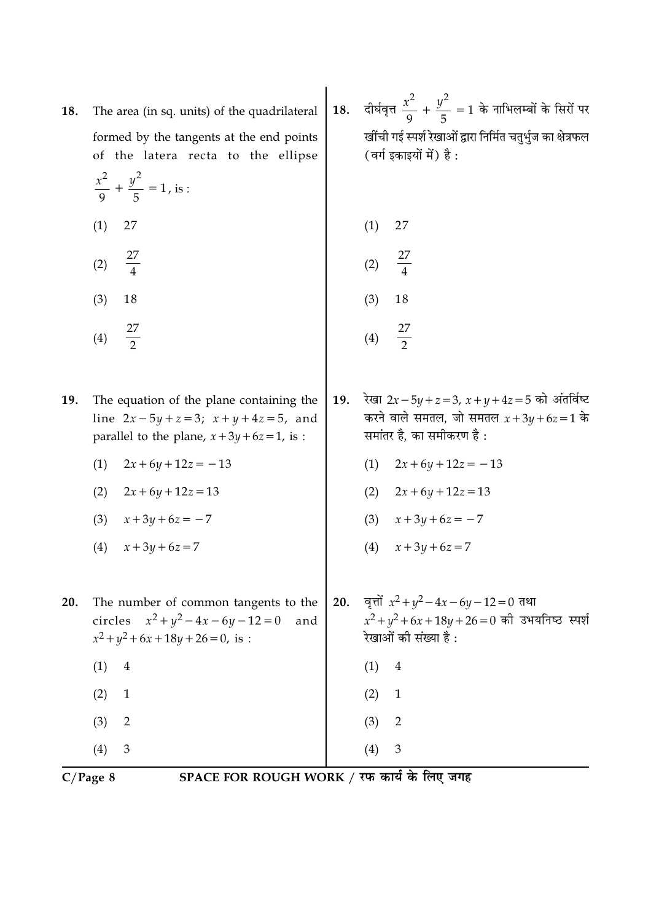18. The area (in sq. units) of the quadrilateral formed by the tangents at the end points of the latera recta to the ellipse $\frac{x^2}{9} + \frac{y^2}{5} = 1$, is :

(1) 27

(2) $\frac{27}{4}$

(3) 18

(4) $\frac{27}{2}$

18. दीर्घवृत्त $\frac{x^2}{9} + \frac{y^2}{5} = 1$ के नाभिलम्बों के सिरों पर खींची गई स्पर्श रेखाओं द्वारा निर्मित चतुर्भुज का क्षेत्रफल (वर्ग इकाइयों में) है :

(1) 27

(2) $\frac{27}{4}$

(3) 18

(4) $\frac{27}{2}$

19. The equation of the plane containing the line $2x - 5y + z = 3$; $x + y + 4z = 5$, and parallel to the plane, $x + 3y + 6z = 1$, is :

(1) $2x + 6y + 12z = -13$

(2) $2x + 6y + 12z = 13$

(3) $x + 3y + 6z = -7$

(4) $x + 3y + 6z = 7$

19. रेखा $2x - 5y + z = 3$, $x + y + 4z = 5$ को अंतर्विष्ट करने वाले समतल, जो समतल $x + 3y + 6z = 1$ के समांतर है, का समीकरण है :

(1) $2x + 6y + 12z = -13$

(2) $2x + 6y + 12z = 13$

(3) $x + 3y + 6z = -7$

(4) $x + 3y + 6z = 7$

20. The number of common tangents to the circles $x^2 + y^2 - 4x - 6y - 12 = 0$ and $x^2 + y^2 + 6x + 18y + 26 = 0$, is :

(1) 4

(2) 1

(3) 2

(4) 3

20. वृत्तों $x^2 + y^2 - 4x - 6y - 12 = 0$ तथा $x^2 + y^2 + 6x + 18y + 26 = 0$ की उभयनिष्ठ स्पर्श रेखाओं की संख्या है :

(1) 4

(2) 1

(3) 2

(4) 3

SPACE FOR ROUGH WORK / रफ कार्य के लिए जगह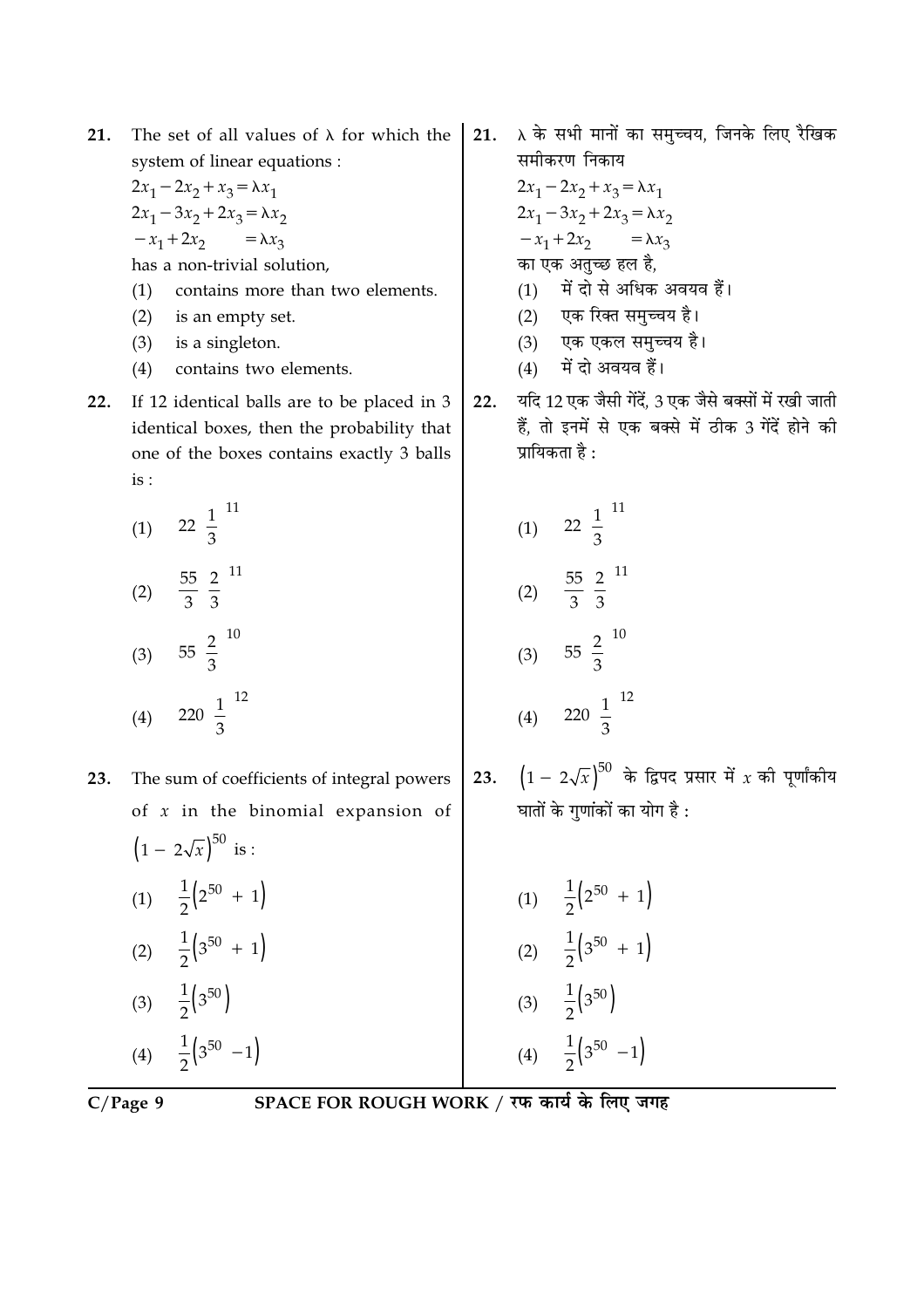21. The set of all values of $\lambda$ for which the system of linear equations :

$2x_1 - 2x_2 + x_3 = \lambda x_1$

$2x_1 - 3x_2 + 2x_3 = \lambda x_2$

$-x_1 + 2x_2 \qquad = \lambda x_3$

has a non-trivial solution,

(1) contains more than two elements.

(2) is an empty set.

(3) is a singleton.

(4) contains two elements.

21. $\lambda$ के सभी मानों का समुच्चय, जिनके लिए रैखिक समीकरण निकाय

$2x_1 - 2x_2 + x_3 = \lambda x_1$

$2x_1 - 3x_2 + 2x_3 = \lambda x_2$

$-x_1 + 2x_2 \qquad = \lambda x_3$

का एक अतुच्छ हल है,

(1) में दो से अधिक अवयव हैं।

(2) एक रिक्त समुच्चय है।

(3) एक एकल समुच्चय है।

(4) में दो अवयव हैं।

22. If 12 identical balls are to be placed in 3 identical boxes, then the probability that one of the boxes contains exactly 3 balls is :

(1) $22\left(\frac{1}{3}\right)^{11}$

(2) $\frac{55}{3}\left(\frac{2}{3}\right)^{11}$

(3) $55\left(\frac{2}{3}\right)^{10}$

(4) $220\left(\frac{1}{3}\right)^{12}$

22. यदि 12 एक जैसी गेंदें, 3 एक जैसे बक्सों में रखी जाती हैं, तो इनमें से एक बक्से में ठीक 3 गेंदें होने की प्रायिकता है :

(1) $22\left(\frac{1}{3}\right)^{11}$

(2) $\frac{55}{3}\left(\frac{2}{3}\right)^{11}$

(3) $55\left(\frac{2}{3}\right)^{10}$

(4) $220\left(\frac{1}{3}\right)^{12}$

23. The sum of coefficients of integral powers of $x$ in the binomial expansion of $\left(1 - 2\sqrt{x}\right)^{50}$ is :

(1) $\frac{1}{2}\left(2^{50} + 1\right)$

(2) $\frac{1}{2}\left(3^{50} + 1\right)$

(3) $\frac{1}{2}\left(3^{50}\right)$

(4) $\frac{1}{2}\left(3^{50} - 1\right)$

23. $\left(1 - 2\sqrt{x}\right)^{50}$ के द्विपद प्रसार में $x$ की पूर्णांकीय घातों के गुणांकों का योग है :

(1) $\frac{1}{2}\left(2^{50} + 1\right)$

(2) $\frac{1}{2}\left(3^{50} + 1\right)$

(3) $\frac{1}{2}\left(3^{50}\right)$

(4) $\frac{1}{2}\left(3^{50} - 1\right)$

SPACE FOR ROUGH WORK / रफ कार्य के लिए जगह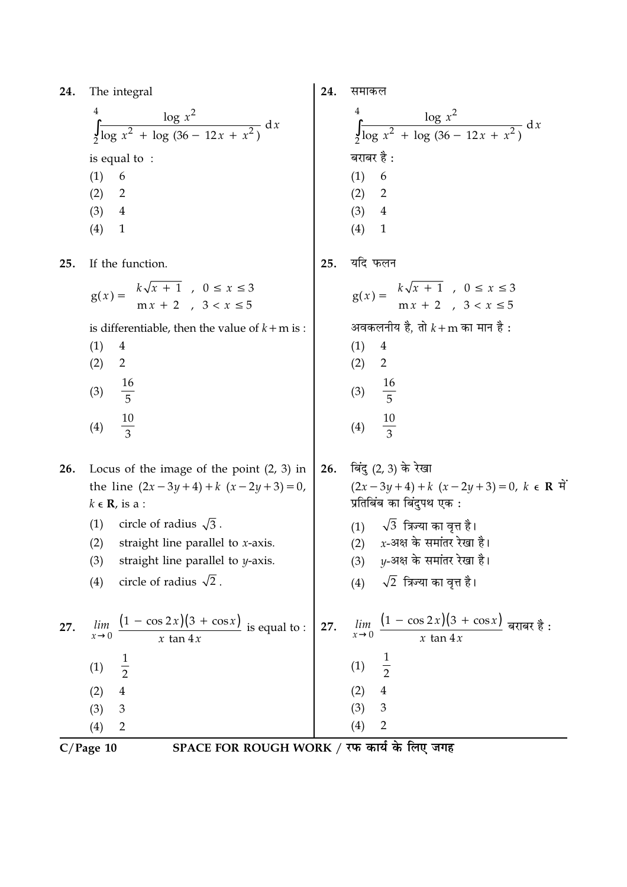24. The integral

$$\int_{2}^{4} \frac{\log x^2}{\log x^2 + \log (36 - 12x + x^2)} \, dx$$

is equal to :

(1) 6
(2) 2
(3) 4
(4) 1

25. If the function.

$$g(x) = \begin{cases} k\sqrt{x+1} & , \; 0 \le x \le 3 \\ mx + 2 & , \; 3 < x \le 5 \end{cases}$$

is differentiable, then the value of $k + m$ is :

(1) 4
(2) 2
(3) $\frac{16}{5}$
(4) $\frac{10}{3}$

26. Locus of the image of the point (2, 3) in the line $(2x - 3y + 4) + k\,(x - 2y + 3) = 0$, $k \in \mathbf{R}$, is a :

(1) circle of radius $\sqrt{3}$.
(2) straight line parallel to $x$-axis.
(3) straight line parallel to $y$-axis.
(4) circle of radius $\sqrt{2}$.

27. $\lim\limits_{x \to 0} \frac{(1 - \cos 2x)(3 + \cos x)}{x \tan 4x}$ is equal to :

(1) $\frac{1}{2}$
(2) 4
(3) 3
(4) 2

24. समाकल

$$\int_{2}^{4} \frac{\log x^2}{\log x^2 + \log (36 - 12x + x^2)} \, dx$$

बराबर है :

(1) 6
(2) 2
(3) 4
(4) 1

25. यदि फलन

$$g(x) = \begin{cases} k\sqrt{x+1} & , \; 0 \le x \le 3 \\ mx + 2 & , \; 3 < x \le 5 \end{cases}$$

अवकलनीय है, तो $k + m$ का मान है :

(1) 4
(2) 2
(3) $\frac{16}{5}$
(4) $\frac{10}{3}$

26. बिंदु (2, 3) के रेखा $(2x - 3y + 4) + k\,(x - 2y + 3) = 0$, $k \in \mathbf{R}$ में प्रतिबिंब का बिंदुपथ एक :

(1) $\sqrt{3}$ त्रिज्या का वृत्त है।
(2) $x$-अक्ष के समांतर रेखा है।
(3) $y$-अक्ष के समांतर रेखा है।
(4) $\sqrt{2}$ त्रिज्या का वृत्त है।

27. $\lim\limits_{x \to 0} \frac{(1 - \cos 2x)(3 + \cos x)}{x \tan 4x}$ बराबर है :

(1) $\frac{1}{2}$
(2) 4
(3) 3
(4) 2

SPACE FOR ROUGH WORK / रफ कार्य के लिए जगह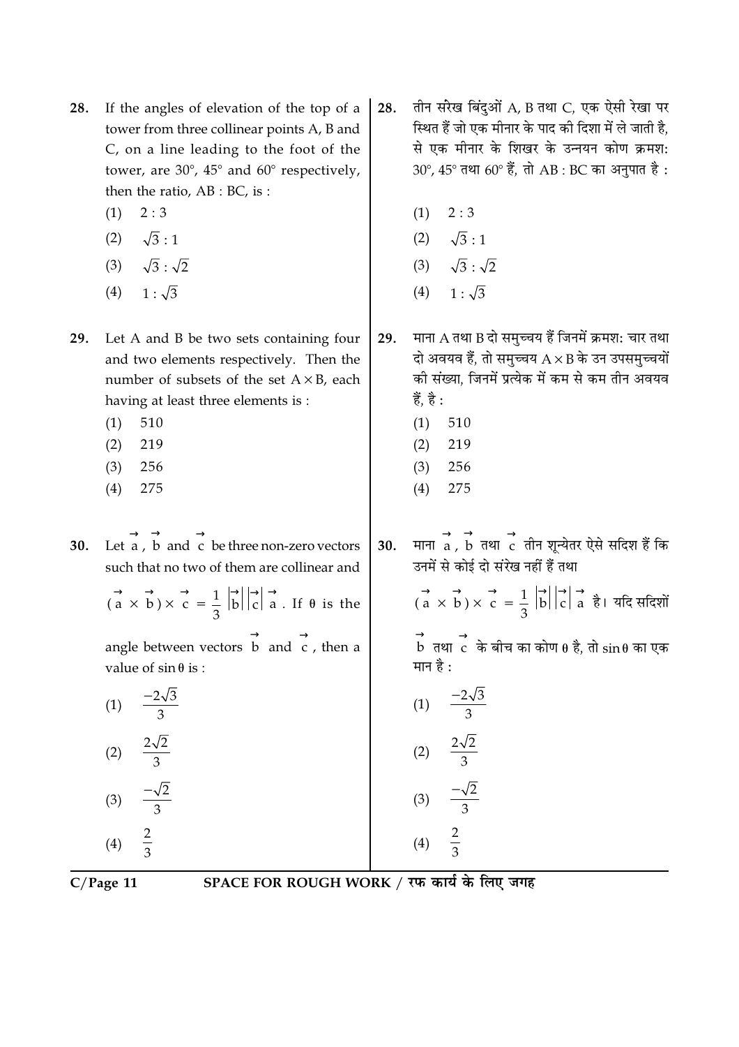28. If the angles of elevation of the top of a tower from three collinear points A, B and C, on a line leading to the foot of the tower, are 30°, 45° and 60° respectively, then the ratio, AB : BC, is :

(1) $2:3$

(2) $\sqrt{3}:1$

(3) $\sqrt{3}:\sqrt{2}$

(4) $1:\sqrt{3}$

28. तीन सरेख बिंदुओं A, B तथा C, एक ऐसी रेखा पर स्थित हैं जो एक मीनार के पाद की दिशा में ले जाती है, से एक मीनार के शिखर के उन्नयन कोण क्रमशः 30°, 45° तथा 60° हैं, तो AB : BC का अनुपात है :

(1) $2:3$

(2) $\sqrt{3}:1$

(3) $\sqrt{3}:\sqrt{2}$

(4) $1:\sqrt{3}$

29. Let A and B be two sets containing four and two elements respectively. Then the number of subsets of the set $A \times B$, each having at least three elements is :

(1) 510

(2) 219

(3) 256

(4) 275

29. माना A तथा B दो समुच्चय हैं जिनमें क्रमशः चार तथा दो अवयव हैं, तो समुच्चय $A \times B$ के उन उपसमुच्चयों की संख्या, जिनमें प्रत्येक में कम से कम तीन अवयव हैं, है :

(1) 510

(2) 219

(3) 256

(4) 275

30. Let $\vec{a}$, $\vec{b}$ and $\vec{c}$ be three non-zero vectors such that no two of them are collinear and $(\vec{a} \times \vec{b}) \times \vec{c} = \frac{1}{3} |\vec{b}||\vec{c}| \vec{a}$. If $\theta$ is the angle between vectors $\vec{b}$ and $\vec{c}$, then a value of $\sin\theta$ is :

(1) $\frac{-2\sqrt{3}}{3}$

(2) $\frac{2\sqrt{2}}{3}$

(3) $\frac{-\sqrt{2}}{3}$

(4) $\frac{2}{3}$

30. माना $\vec{a}$, $\vec{b}$ तथा $\vec{c}$ तीन शून्येतर ऐसे सदिश हैं कि उनमें से कोई दो संरेख नहीं हैं तथा $(\vec{a} \times \vec{b}) \times \vec{c} = \frac{1}{3} |\vec{b}||\vec{c}| \vec{a}$ है। यदि सदिशों $\vec{b}$ तथा $\vec{c}$ के बीच का कोण $\theta$ है, तो $\sin\theta$ का एक मान है :

(1) $\frac{-2\sqrt{3}}{3}$

(2) $\frac{2\sqrt{2}}{3}$

(3) $\frac{-\sqrt{2}}{3}$

(4) $\frac{2}{3}$

SPACE FOR ROUGH WORK / रफ कार्य के लिए जगह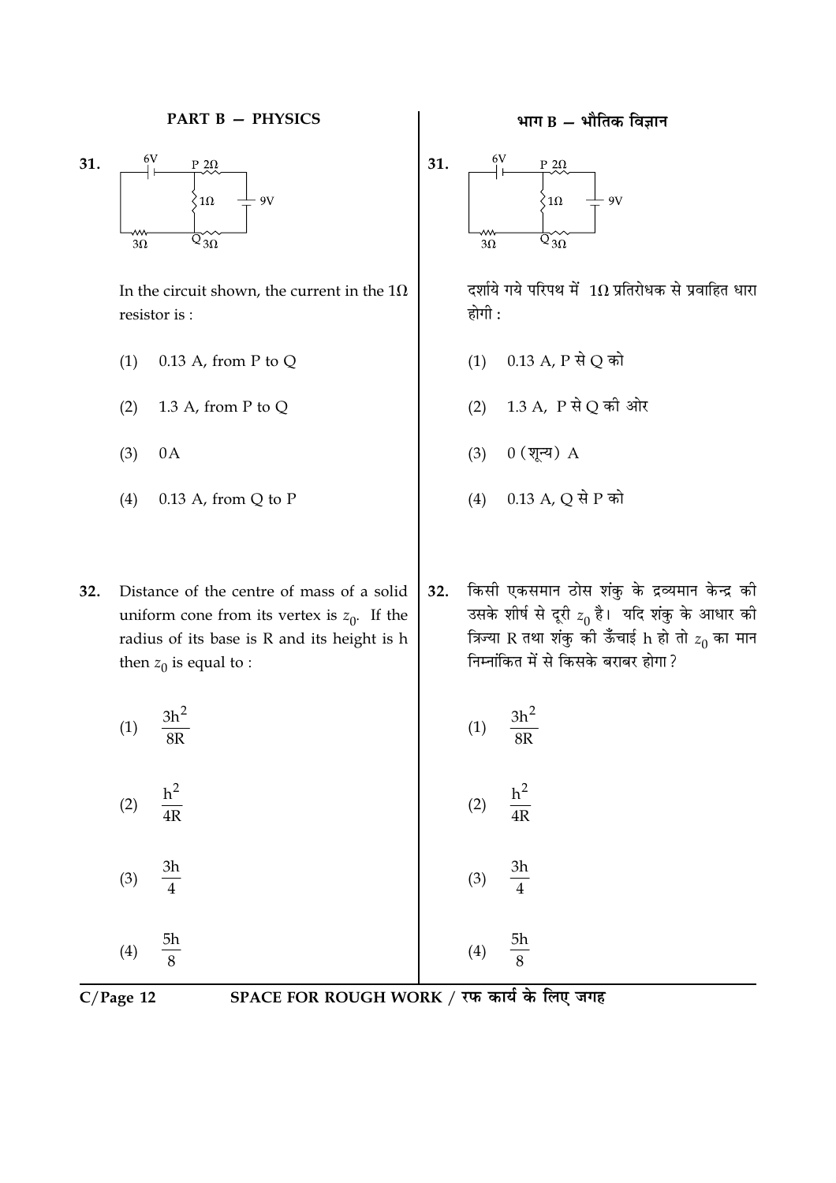## PART B — PHYSICS

## भाग B — भौतिक विज्ञान

**31.** In the circuit shown, the current in the $1\Omega$ resistor is :

(1) 0.13 A, from P to Q

(2) 1.3 A, from P to Q

(3) 0A

(4) 0.13 A, from Q to P

**31.** दर्शाये गये परिपथ में $1\Omega$ प्रतिरोधक से प्रवाहित धारा होगी :

(1) 0.13 A, P से Q को

(2) 1.3 A, P से Q की ओर

(3) 0 (शून्य) A

(4) 0.13 A, Q से P को

**32.** Distance of the centre of mass of a solid uniform cone from its vertex is $z_0$. If the radius of its base is R and its height is h then $z_0$ is equal to :

(1) $\frac{3h^2}{8R}$

(2) $\frac{h^2}{4R}$

(3) $\frac{3h}{4}$

(4) $\frac{5h}{8}$

**32.** किसी एकसमान ठोस शंकु के द्रव्यमान केन्द्र की उसके शीर्ष से दूरी $z_0$ है। यदि शंकु के आधार की त्रिज्या R तथा शंकु की ऊँचाई h हो तो $z_0$ का मान निम्नांकित में से किसके बराबर होगा ?

(1) $\frac{3h^2}{8R}$

(2) $\frac{h^2}{4R}$

(3) $\frac{3h}{4}$

(4) $\frac{5h}{8}$

SPACE FOR ROUGH WORK / रफ कार्य के लिए जगह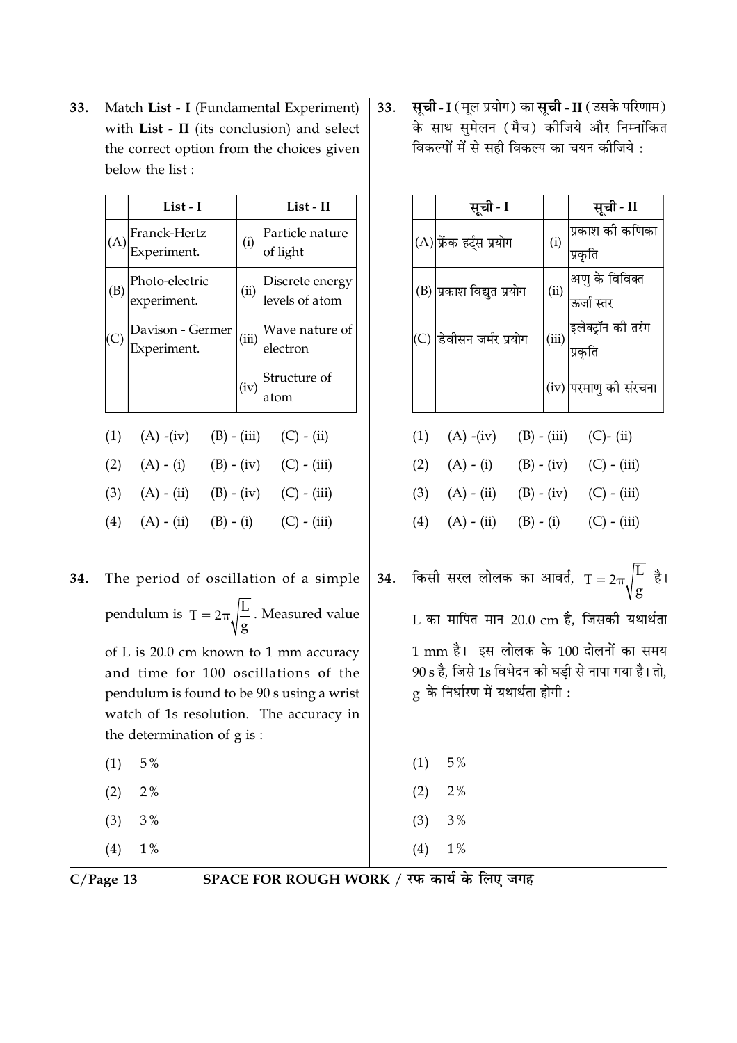33. Match **List - I** (Fundamental Experiment) with **List - II** (its conclusion) and select the correct option from the choices given below the list :

| | List - I | | List - II |
|---|---|---|---|
| (A) | Franck-Hertz Experiment. | (i) | Particle nature of light |
| (B) | Photo-electric experiment. | (ii) | Discrete energy levels of atom |
| (C) | Davison - Germer Experiment. | (iii) | Wave nature of electron |
| | | (iv) | Structure of atom |

(1) (A) -(iv) (B) - (iii) (C) - (ii)

(2) (A) - (i) (B) - (iv) (C) - (iii)

(3) (A) - (ii) (B) - (iv) (C) - (iii)

(4) (A) - (ii) (B) - (i) (C) - (iii)

33. **सूची - I** (मूल प्रयोग) का **सूची - II** (उसके परिणाम) के साथ सुमेलन (मैच) कीजिये और निम्नांकित विकल्पों में से सही विकल्प का चयन कीजिये :

| | सूची - I | | सूची - II |
|---|---|---|---|
| (A) | फ्रेंक हर्ट्स प्रयोग | (i) | प्रकाश की कणिका प्रकृति |
| (B) | प्रकाश विद्युत प्रयोग | (ii) | अणु के विविक्त ऊर्जा स्तर |
| (C) | डेवीसन जर्मर प्रयोग | (iii) | इलेक्ट्रॉन की तरंग प्रकृति |
| | | (iv) | परमाणु की संरचना |

(1) (A) -(iv) (B) - (iii) (C)- (ii)

(2) (A) - (i) (B) - (iv) (C) - (iii)

(3) (A) - (ii) (B) - (iv) (C) - (iii)

(4) (A) - (ii) (B) - (i) (C) - (iii)

34. The period of oscillation of a simple pendulum is $T = 2\pi\sqrt{\frac{L}{g}}$. Measured value of L is 20.0 cm known to 1 mm accuracy and time for 100 oscillations of the pendulum is found to be 90 s using a wrist watch of 1s resolution. The accuracy in the determination of g is :

(1) 5%

(2) 2%

(3) 3%

(4) 1%

34. किसी सरल लोलक का आवर्त, $T = 2\pi\sqrt{\frac{L}{g}}$ है। L का मापित मान 20.0 cm है, जिसकी यथार्थता 1 mm है। इस लोलक के 100 दोलनों का समय 90 s है, जिसे 1s विभेदन की घड़ी से नापा गया है। तो, g के निर्धारण में यथार्थता होगी :

(1) 5%

(2) 2%

(3) 3%

(4) 1%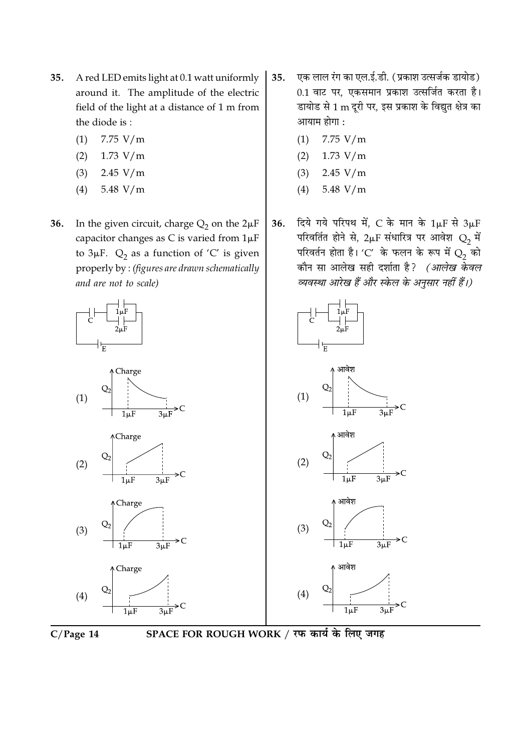**35.** A red LED emits light at 0.1 watt uniformly around it. The amplitude of the electric field of the light at a distance of 1 m from the diode is :

(1) 7.75 V/m

(2) 1.73 V/m

(3) 2.45 V/m

(4) 5.48 V/m

**35.** एक लाल रंग का एल.ई.डी. (प्रकाश उत्सर्जक डायोड) 0.1 वाट पर, एकसमान प्रकाश उत्सर्जित करता है। डायोड से 1 m दूरी पर, इस प्रकाश के विद्युत क्षेत्र का आयाम होगा :

(1) 7.75 V/m

(2) 1.73 V/m

(3) 2.45 V/m

(4) 5.48 V/m

**36.** In the given circuit, charge $Q_2$ on the $2\mu F$ capacitor changes as C is varied from $1\mu F$ to $3\mu F$. $Q_2$ as a function of 'C' is given properly by : *(figures are drawn schematically and are not to scale)*

C, 1μF, 2μF, E

(1) Charge, $Q_2$, 1μF, 3μF, C

(2) Charge, $Q_2$, 1μF, 3μF, C

(3) Charge, $Q_2$, 1μF, 3μF, C

(4) Charge, $Q_2$, 1μF, 3μF, C

**36.** दिये गये परिपथ में, C के मान के $1\mu F$ से $3\mu F$ परिवर्तित होने से, $2\mu F$ संधारित्र पर आवेश $Q_2$ में परिवर्तन होता है। 'C' के फलन के रूप में $Q_2$ को कौन सा आलेख सही दर्शाता है? *(आलेख केवल व्यवस्था आरेख हैं और स्केल के अनुसार नहीं हैं।)*

C, 1μF, 2μF, E

(1) आवेश, $Q_2$, 1μF, 3μF, C

(2) आवेश, $Q_2$, 1μF, 3μF, C

(3) आवेश, $Q_2$, 1μF, 3μF, C

(4) आवेश, $Q_2$, 1μF, 3μF, C

SPACE FOR ROUGH WORK / रफ कार्य के लिए जगह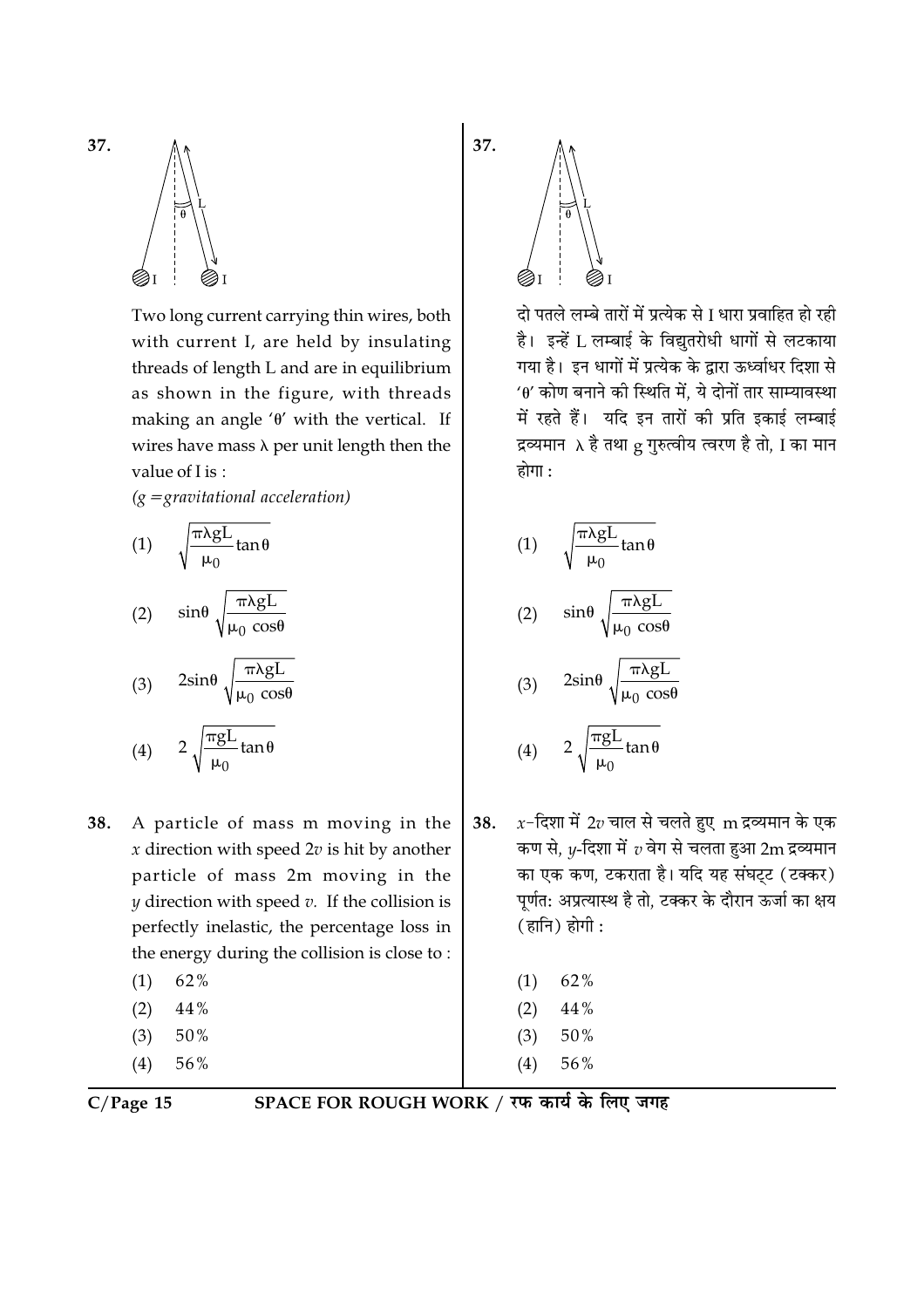37. Two long current carrying thin wires, both with current I, are held by insulating threads of length L and are in equilibrium as shown in the figure, with threads making an angle 'θ' with the vertical. If wires have mass λ per unit length then the value of I is :

*(g = gravitational acceleration)*

(1) $\sqrt{\frac{\pi \lambda g L}{\mu_0} \tan\theta}$

(2) $\sin\theta \sqrt{\frac{\pi \lambda g L}{\mu_0 \cos\theta}}$

(3) $2\sin\theta \sqrt{\frac{\pi \lambda g L}{\mu_0 \cos\theta}}$

(4) $2\sqrt{\frac{\pi g L}{\mu_0} \tan\theta}$

38. A particle of mass m moving in the $x$ direction with speed $2v$ is hit by another particle of mass 2m moving in the $y$ direction with speed $v$. If the collision is perfectly inelastic, the percentage loss in the energy during the collision is close to :

(1) 62%

(2) 44%

(3) 50%

(4) 56%

37. दो पतले लम्बे तारों में प्रत्येक से I धारा प्रवाहित हो रही है। इन्हें L लम्बाई के विद्युतरोधी धागों से लटकाया गया है। इन धागों में प्रत्येक के द्वारा ऊर्ध्वाधर दिशा से 'θ' कोण बनाने की स्थिति में, ये दोनों तार साम्यावस्था में रहते हैं। यदि इन तारों की प्रति इकाई लम्बाई द्रव्यमान λ है तथा g गुरुत्वीय त्वरण है तो, I का मान होगा :

(1) $\sqrt{\frac{\pi \lambda g L}{\mu_0} \tan\theta}$

(2) $\sin\theta \sqrt{\frac{\pi \lambda g L}{\mu_0 \cos\theta}}$

(3) $2\sin\theta \sqrt{\frac{\pi \lambda g L}{\mu_0 \cos\theta}}$

(4) $2\sqrt{\frac{\pi g L}{\mu_0} \tan\theta}$

38. $x$-दिशा में $2v$ चाल से चलते हुए m द्रव्यमान के एक कण से, $y$-दिशा में $v$ वेग से चलता हुआ 2m द्रव्यमान का एक कण, टकराता है। यदि यह संघट्ट (टक्कर) पूर्णतः अप्रत्यास्थ है तो, टक्कर के दौरान ऊर्जा का क्षय (हानि) होगी :

(1) 62%

(2) 44%

(3) 50%

(4) 56%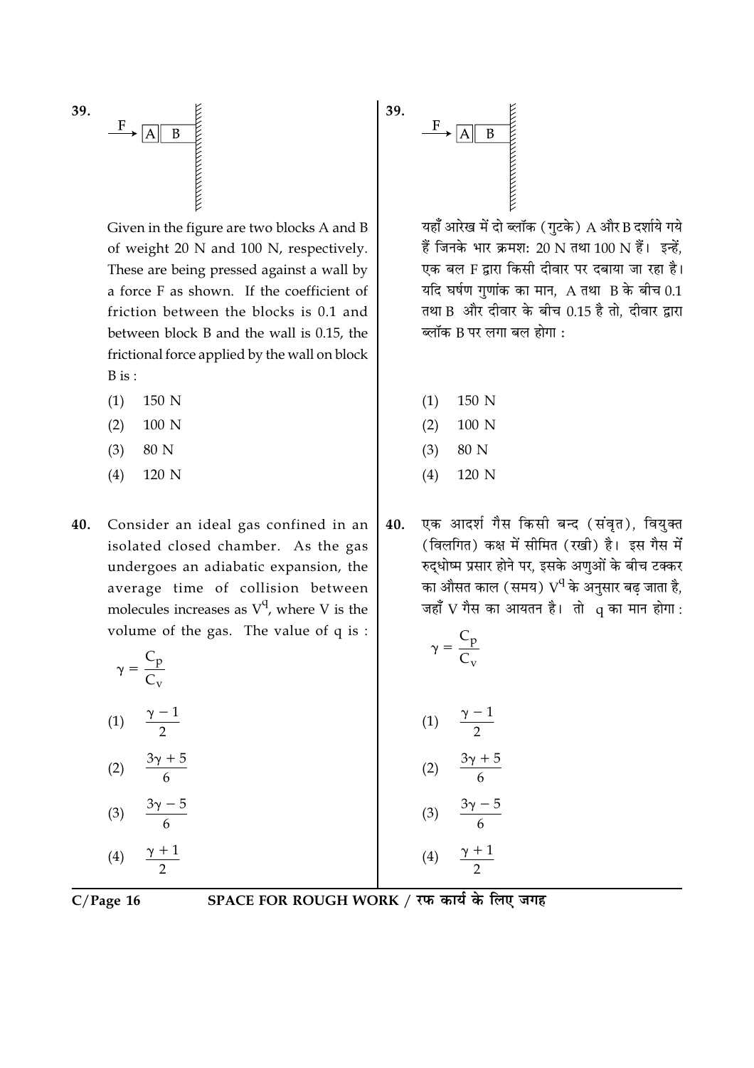39. F → [A][B] (wall)

Given in the figure are two blocks A and B of weight 20 N and 100 N, respectively. These are being pressed against a wall by a force F as shown. If the coefficient of friction between the blocks is 0.1 and between block B and the wall is 0.15, the frictional force applied by the wall on block B is :

(1) 150 N

(2) 100 N

(3) 80 N

(4) 120 N

40. Consider an ideal gas confined in an isolated closed chamber. As the gas undergoes an adiabatic expansion, the average time of collision between molecules increases as $V^q$, where V is the volume of the gas. The value of q is :

$$\gamma = \frac{C_p}{C_v}$$

(1) $\frac{\gamma - 1}{2}$

(2) $\frac{3\gamma + 5}{6}$

(3) $\frac{3\gamma - 5}{6}$

(4) $\frac{\gamma + 1}{2}$

39. F → [A][B] (दीवार)

यहाँ आरेख में दो ब्लॉक (गुटके) A और B दर्शाये गये हैं जिनके भार क्रमश: 20 N तथा 100 N हैं। इन्हें, एक बल F द्वारा किसी दीवार पर दबाया जा रहा है। यदि घर्षण गुणांक का मान, A तथा B के बीच 0.1 तथा B और दीवार के बीच 0.15 है तो, दीवार द्वारा ब्लॉक B पर लगा बल होगा :

(1) 150 N

(2) 100 N

(3) 80 N

(4) 120 N

40. एक आदर्श गैस किसी बन्द (संवृत), वियुक्त (विलगित) कक्ष में सीमित (रखी) है। इस गैस में रुद्धोष्म प्रसार होने पर, इसके अणुओं के बीच टक्कर का औसत काल (समय) $V^q$ के अनुसार बढ़ जाता है, जहाँ V गैस का आयतन है। तो q का मान होगा :

$$\gamma = \frac{C_p}{C_v}$$

(1) $\frac{\gamma - 1}{2}$

(2) $\frac{3\gamma + 5}{6}$

(3) $\frac{3\gamma - 5}{6}$

(4) $\frac{\gamma + 1}{2}$

SPACE FOR ROUGH WORK / रफ कार्य के लिए जगह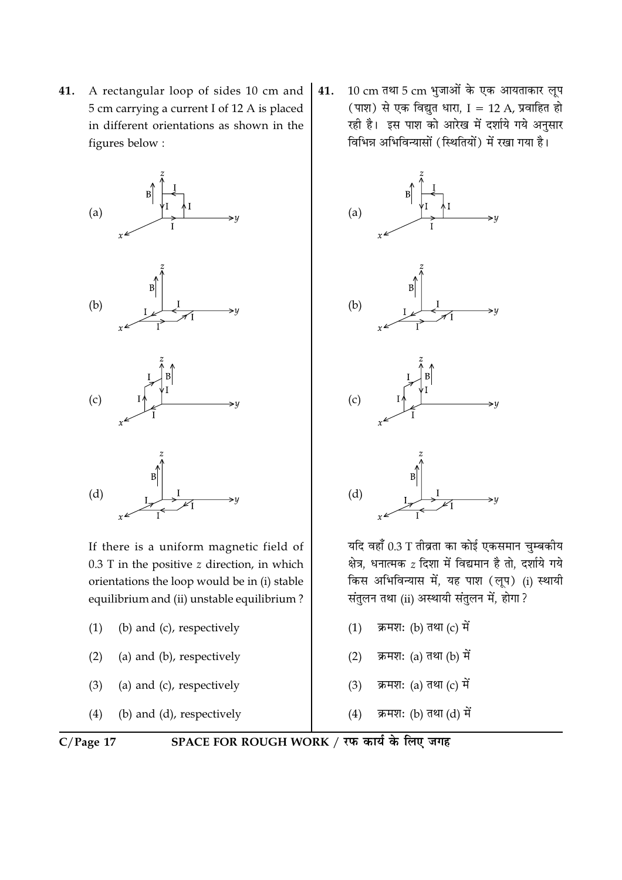41. A rectangular loop of sides 10 cm and 5 cm carrying a current I of 12 A is placed in different orientations as shown in the figures below :

(a)

(b)

(c)

(d)

If there is a uniform magnetic field of 0.3 T in the positive $z$ direction, in which orientations the loop would be in (i) stable equilibrium and (ii) unstable equilibrium ?

(1) (b) and (c), respectively

(2) (a) and (b), respectively

(3) (a) and (c), respectively

(4) (b) and (d), respectively

41. 10 cm तथा 5 cm भुजाओं के एक आयताकार लूप (पाश) से एक विद्युत धारा, I = 12 A, प्रवाहित हो रही है। इस पाश को आरेख में दर्शाये गये अनुसार विभिन्न अभिविन्यासों (स्थितियों) में रखा गया है।

(a)

(b)

(c)

(d)

यदि वहाँ 0.3 T तीव्रता का कोई एकसमान चुम्बकीय क्षेत्र, धनात्मक $z$ दिशा में विद्यमान है तो, दर्शाये गये किस अभिविन्यास में, यह पाश (लूप) (i) स्थायी संतुलन तथा (ii) अस्थायी संतुलन में, होगा ?

(1) क्रमशः (b) तथा (c) में

(2) क्रमशः (a) तथा (b) में

(3) क्रमशः (a) तथा (c) में

(4) क्रमशः (b) तथा (d) में

SPACE FOR ROUGH WORK / रफ कार्य के लिए जगह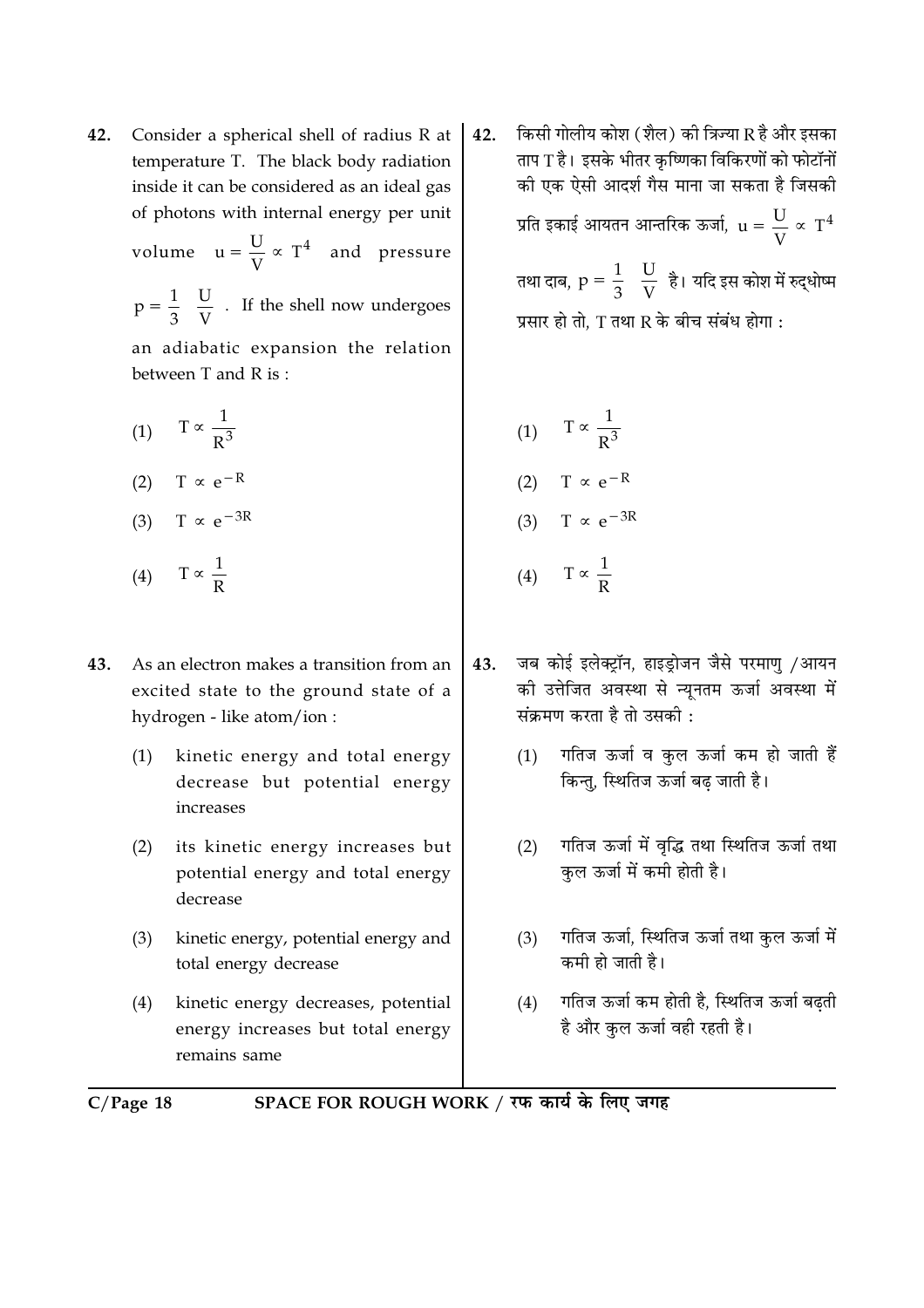42. Consider a spherical shell of radius R at temperature T. The black body radiation inside it can be considered as an ideal gas of photons with internal energy per unit volume $u = \frac{U}{V} \propto T^4$ and pressure $p = \frac{1}{3} \left(\frac{U}{V}\right)$. If the shell now undergoes an adiabatic expansion the relation between T and R is :

(1) $T \propto \frac{1}{R^3}$

(2) $T \propto e^{-R}$

(3) $T \propto e^{-3R}$

(4) $T \propto \frac{1}{R}$

42. किसी गोलीय कोश (शैल) की त्रिज्या R है और इसका ताप T है। इसके भीतर कृष्णिका विकिरणों को फोटॉनों की एक ऐसी आदर्श गैस माना जा सकता है जिसकी प्रति इकाई आयतन आन्तरिक ऊर्जा, $u = \frac{U}{V} \propto T^4$ तथा दाब, $p = \frac{1}{3} \left(\frac{U}{V}\right)$ है। यदि इस कोश में रुद्धोष्म प्रसार हो तो, T तथा R के बीच संबंध होगा :

(1) $T \propto \frac{1}{R^3}$

(2) $T \propto e^{-R}$

(3) $T \propto e^{-3R}$

(4) $T \propto \frac{1}{R}$

43. As an electron makes a transition from an excited state to the ground state of a hydrogen - like atom/ion :

(1) kinetic energy and total energy decrease but potential energy increases

(2) its kinetic energy increases but potential energy and total energy decrease

(3) kinetic energy, potential energy and total energy decrease

(4) kinetic energy decreases, potential energy increases but total energy remains same

43. जब कोई इलेक्ट्रॉन, हाइड्रोजन जैसे परमाणु /आयन की उत्तेजित अवस्था से न्यूनतम ऊर्जा अवस्था में संक्रमण करता है तो उसकी :

(1) गतिज ऊर्जा व कुल ऊर्जा कम हो जाती हैं किन्तु, स्थितिज ऊर्जा बढ़ जाती है।

(2) गतिज ऊर्जा में वृद्धि तथा स्थितिज ऊर्जा तथा कुल ऊर्जा में कमी होती है।

(3) गतिज ऊर्जा, स्थितिज ऊर्जा तथा कुल ऊर्जा में कमी हो जाती है।

(4) गतिज ऊर्जा कम होती है, स्थितिज ऊर्जा बढ़ती है और कुल ऊर्जा वही रहती है।

SPACE FOR ROUGH WORK / रफ कार्य के लिए जगह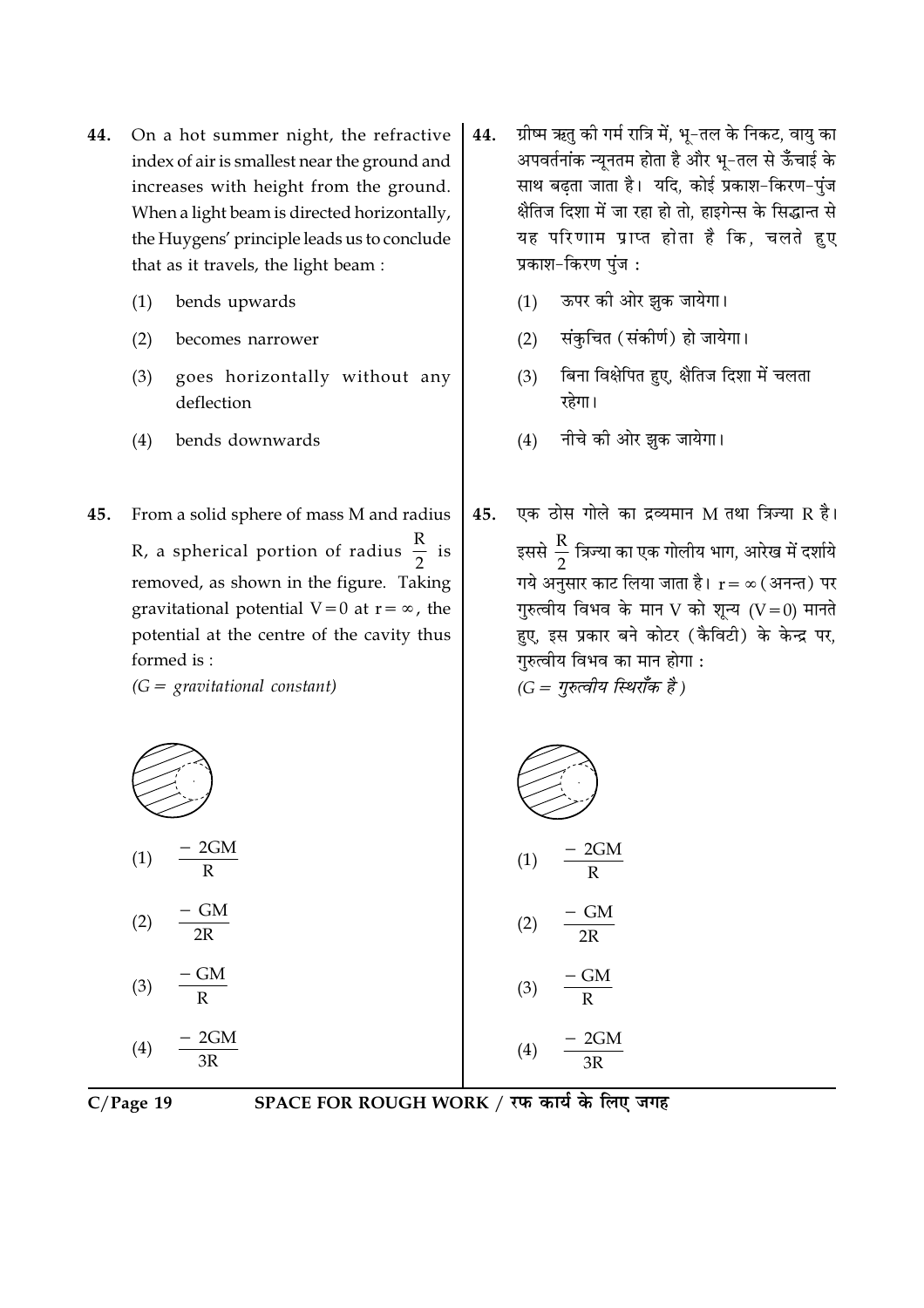44. On a hot summer night, the refractive index of air is smallest near the ground and increases with height from the ground. When a light beam is directed horizontally, the Huygens' principle leads us to conclude that as it travels, the light beam :

   (1) bends upwards

   (2) becomes narrower

   (3) goes horizontally without any deflection

   (4) bends downwards

44. ग्रीष्म ऋतु की गर्म रात्रि में, भू-तल के निकट, वायु का अपवर्तनांक न्यूनतम होता है और भू-तल से ऊँचाई के साथ बढ़ता जाता है। यदि, कोई प्रकाश-किरण-पुंज क्षैतिज दिशा में जा रहा हो तो, हाइगेन्स के सिद्धान्त से यह परिणाम प्राप्त होता है कि, चलते हुए प्रकाश-किरण पुंज :

   (1) ऊपर की ओर झुक जायेगा।

   (2) संकुचित (संकीर्ण) हो जायेगा।

   (3) बिना विक्षेपित हुए, क्षैतिज दिशा में चलता रहेगा।

   (4) नीचे की ओर झुक जायेगा।

45. From a solid sphere of mass M and radius R, a spherical portion of radius $\frac{R}{2}$ is removed, as shown in the figure. Taking gravitational potential $V=0$ at $r=\infty$, the potential at the centre of the cavity thus formed is :

   *(G = gravitational constant)*

   (1) $\frac{-2GM}{R}$

   (2) $\frac{-GM}{2R}$

   (3) $\frac{-GM}{R}$

   (4) $\frac{-2GM}{3R}$

45. एक ठोस गोले का द्रव्यमान M तथा त्रिज्या R है। इससे $\frac{R}{2}$ त्रिज्या का एक गोलीय भाग, आरेख में दर्शाये गये अनुसार काट लिया जाता है। $r=\infty$ (अनन्त) पर गुरुत्वीय विभव के मान V को शून्य $(V=0)$ मानते हुए, इस प्रकार बने कोटर (कैविटी) के केन्द्र पर, गुरुत्वीय विभव का मान होगा :

   *(G = गुरुत्वीय स्थिराँक है)*

   (1) $\frac{-2GM}{R}$

   (2) $\frac{-GM}{2R}$

   (3) $\frac{-GM}{R}$

   (4) $\frac{-2GM}{3R}$

SPACE FOR ROUGH WORK / रफ कार्य के लिए जगह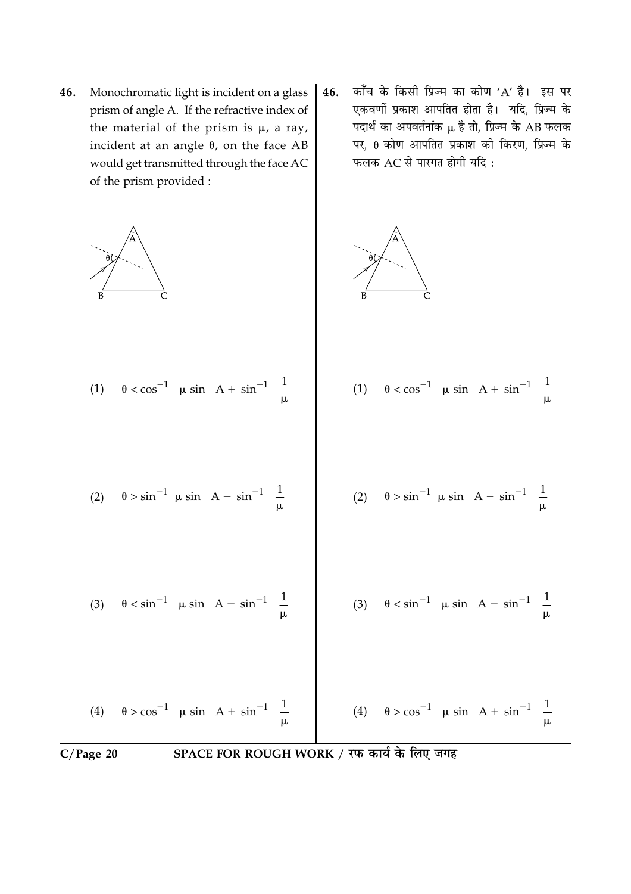**46.** Monochromatic light is incident on a glass prism of angle A. If the refractive index of the material of the prism is $\mu$, a ray, incident at an angle $\theta$, on the face AB would get transmitted through the face AC of the prism provided :

(1) $\theta < \cos^{-1} \left[ \mu \sin \left( A + \sin^{-1} \left( \frac{1}{\mu} \right) \right) \right]$

(2) $\theta > \sin^{-1} \left[ \mu \sin \left( A - \sin^{-1} \left( \frac{1}{\mu} \right) \right) \right]$

(3) $\theta < \sin^{-1} \left[ \mu \sin \left( A - \sin^{-1} \left( \frac{1}{\mu} \right) \right) \right]$

(4) $\theta > \cos^{-1} \left[ \mu \sin \left( A + \sin^{-1} \left( \frac{1}{\mu} \right) \right) \right]$

**46.** काँच के किसी प्रिज्म का कोण 'A' है। इस पर एकवर्णी प्रकाश आपतित होता है। यदि, प्रिज्म के पदार्थ का अपवर्तनांक $\mu$ है तो, प्रिज्म के AB फलक पर, $\theta$ कोण आपतित प्रकाश की किरण, प्रिज्म के फलक AC से पारगत होगी यदि :

(1) $\theta < \cos^{-1} \left[ \mu \sin \left( A + \sin^{-1} \left( \frac{1}{\mu} \right) \right) \right]$

(2) $\theta > \sin^{-1} \left[ \mu \sin \left( A - \sin^{-1} \left( \frac{1}{\mu} \right) \right) \right]$

(3) $\theta < \sin^{-1} \left[ \mu \sin \left( A - \sin^{-1} \left( \frac{1}{\mu} \right) \right) \right]$

(4) $\theta > \cos^{-1} \left[ \mu \sin \left( A + \sin^{-1} \left( \frac{1}{\mu} \right) \right) \right]$

SPACE FOR ROUGH WORK / रफ कार्य के लिए जगह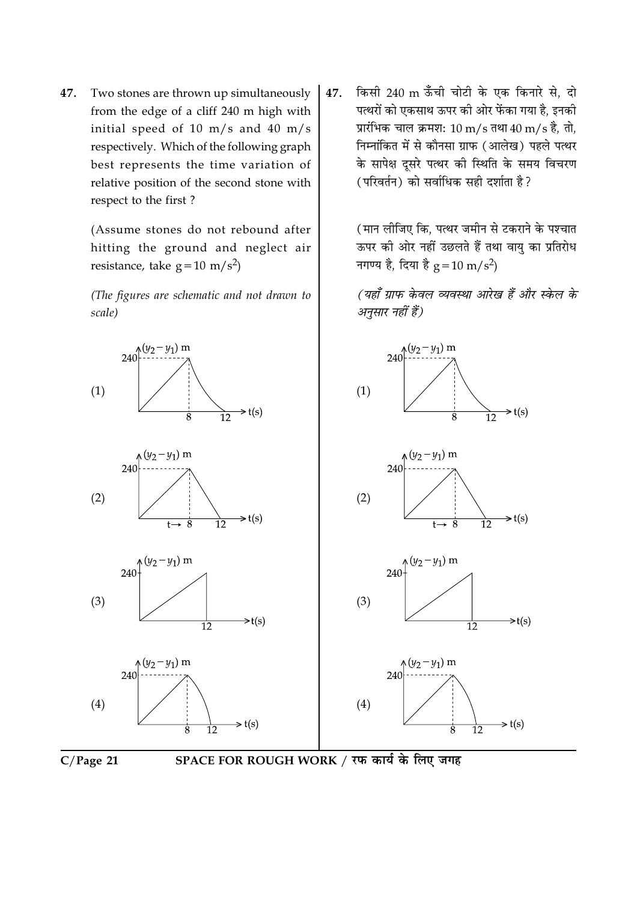47. Two stones are thrown up simultaneously from the edge of a cliff 240 m high with initial speed of 10 m/s and 40 m/s respectively. Which of the following graph best represents the time variation of relative position of the second stone with respect to the first ?

(Assume stones do not rebound after hitting the ground and neglect air resistance, take $g = 10\ m/s^2$)

*(The figures are schematic and not drawn to scale)*

(1) $(y_2 - y_1)$ m vs t(s): rises linearly from 0 to 240 at t = 8, then curves down to 0 at t = 12

(2) $(y_2 - y_1)$ m vs t(s): rises linearly from 0 to 240 at $t \rightarrow 8$, then falls linearly to 0 at t = 12

(3) $(y_2 - y_1)$ m vs t(s): rises linearly from 0 up to t = 12 (reaching 240), then drops vertically to 0

(4) $(y_2 - y_1)$ m vs t(s): rises linearly from 0 to 240 at t = 8, then curves down (concave) to 0 at t = 12

47. किसी 240 m ऊँची चोटी के एक किनारे से, दो पत्थरों को एकसाथ ऊपर की ओर फेंका गया है, इनकी प्रारंभिक चाल क्रमश: 10 m/s तथा 40 m/s है, तो, निम्नांकित में से कौनसा ग्राफ (आलेख) पहले पत्थर के सापेक्ष दूसरे पत्थर की स्थिति के समय विचरण (परिवर्तन) को सर्वाधिक सही दर्शाता है ?

(मान लीजिए कि, पत्थर जमीन से टकराने के पश्चात ऊपर की ओर नहीं उछलते हैं तथा वायु का प्रतिरोध नगण्य है, दिया है $g = 10\ m/s^2$)

*(यहाँ ग्राफ केवल व्यवस्था आरेख हैं और स्केल के अनुसार नहीं हैं)*

(1) $(y_2 - y_1)$ m बनाम t(s): 0 से t = 8 पर 240 तक रैखिक वृद्धि, फिर t = 12 पर 0 तक वक्र में कमी

(2) $(y_2 - y_1)$ m बनाम t(s): 0 से $t \rightarrow 8$ पर 240 तक रैखिक वृद्धि, फिर t = 12 पर 0 तक रैखिक कमी

(3) $(y_2 - y_1)$ m बनाम t(s): t = 12 तक 0 से 240 तक रैखिक वृद्धि, फिर 0 तक ऊर्ध्वाधर गिरावट

(4) $(y_2 - y_1)$ m बनाम t(s): 0 से t = 8 पर 240 तक रैखिक वृद्धि, फिर t = 12 पर 0 तक वक्र में कमी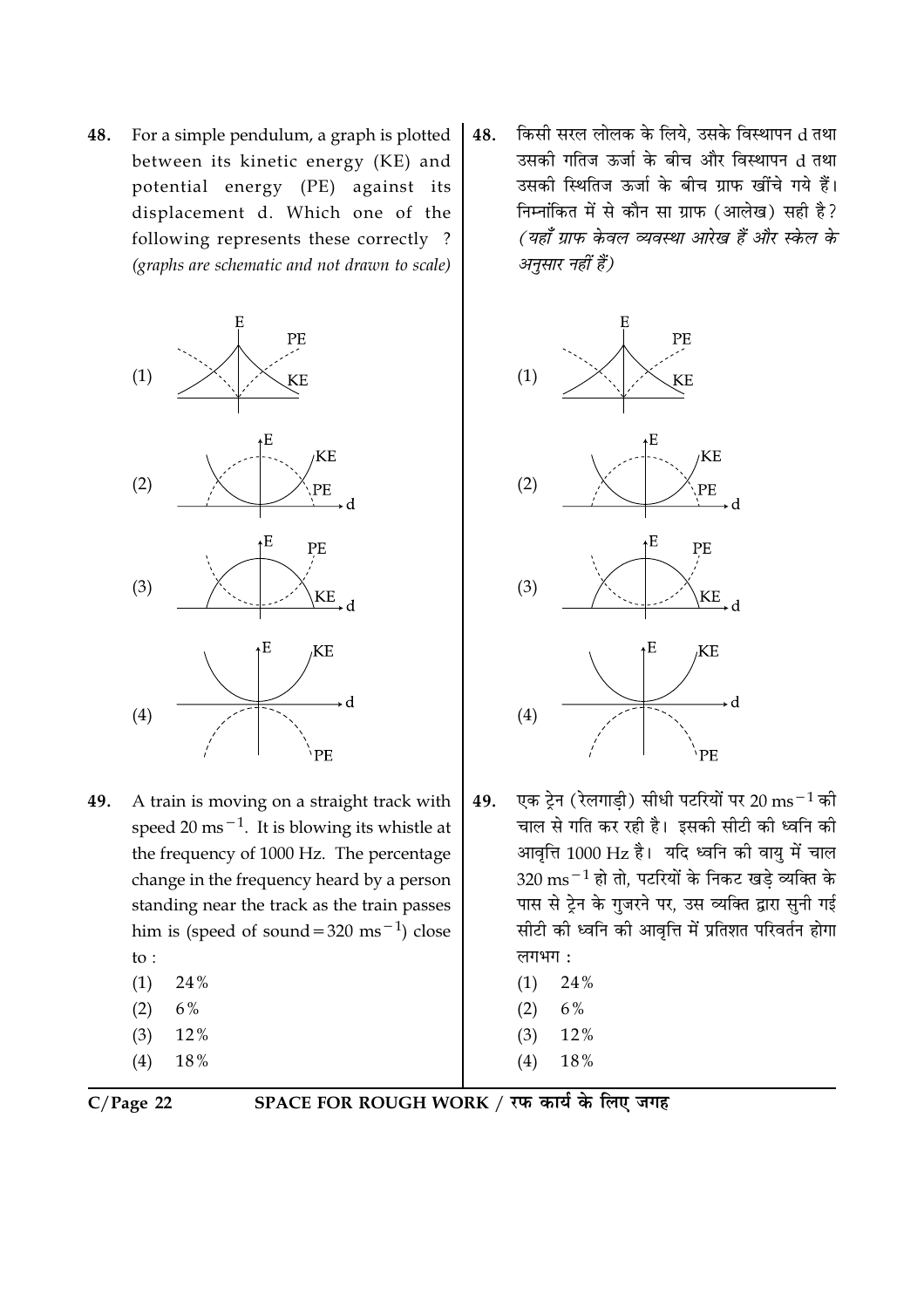48. For a simple pendulum, a graph is plotted between its kinetic energy (KE) and potential energy (PE) against its displacement d. Which one of the following represents these correctly ? *(graphs are schematic and not drawn to scale)*

(1)

(2)

(3)

(4)

49. A train is moving on a straight track with speed 20 $ms^{-1}$. It is blowing its whistle at the frequency of 1000 Hz. The percentage change in the frequency heard by a person standing near the track as the train passes him is (speed of sound = 320 $ms^{-1}$) close to :

(1) 24%
(2) 6%
(3) 12%
(4) 18%

48. किसी सरल लोलक के लिये, उसके विस्थापन d तथा उसकी गतिज ऊर्जा के बीच और विस्थापन d तथा उसकी स्थितिज ऊर्जा के बीच ग्राफ खींचे गये हैं। निम्नांकित में से कौन सा ग्राफ (आलेख) सही है? *(यहाँ ग्राफ केवल व्यवस्था आरेख हैं और स्केल के अनुसार नहीं हैं)*

(1)

(2)

(3)

(4)

49. एक ट्रेन (रेलगाड़ी) सीधी पटरियों पर 20 $ms^{-1}$ की चाल से गति कर रही है। इसकी सीटी की ध्वनि की आवृत्ति 1000 Hz है। यदि ध्वनि की वायु में चाल 320 $ms^{-1}$ हो तो, पटरियों के निकट खड़े व्यक्ति के पास से ट्रेन के गुजरने पर, उस व्यक्ति द्वारा सुनी गई सीटी की ध्वनि की आवृत्ति में प्रतिशत परिवर्तन होगा लगभग :

(1) 24%
(2) 6%
(3) 12%
(4) 18%

SPACE FOR ROUGH WORK / रफ कार्य के लिए जगह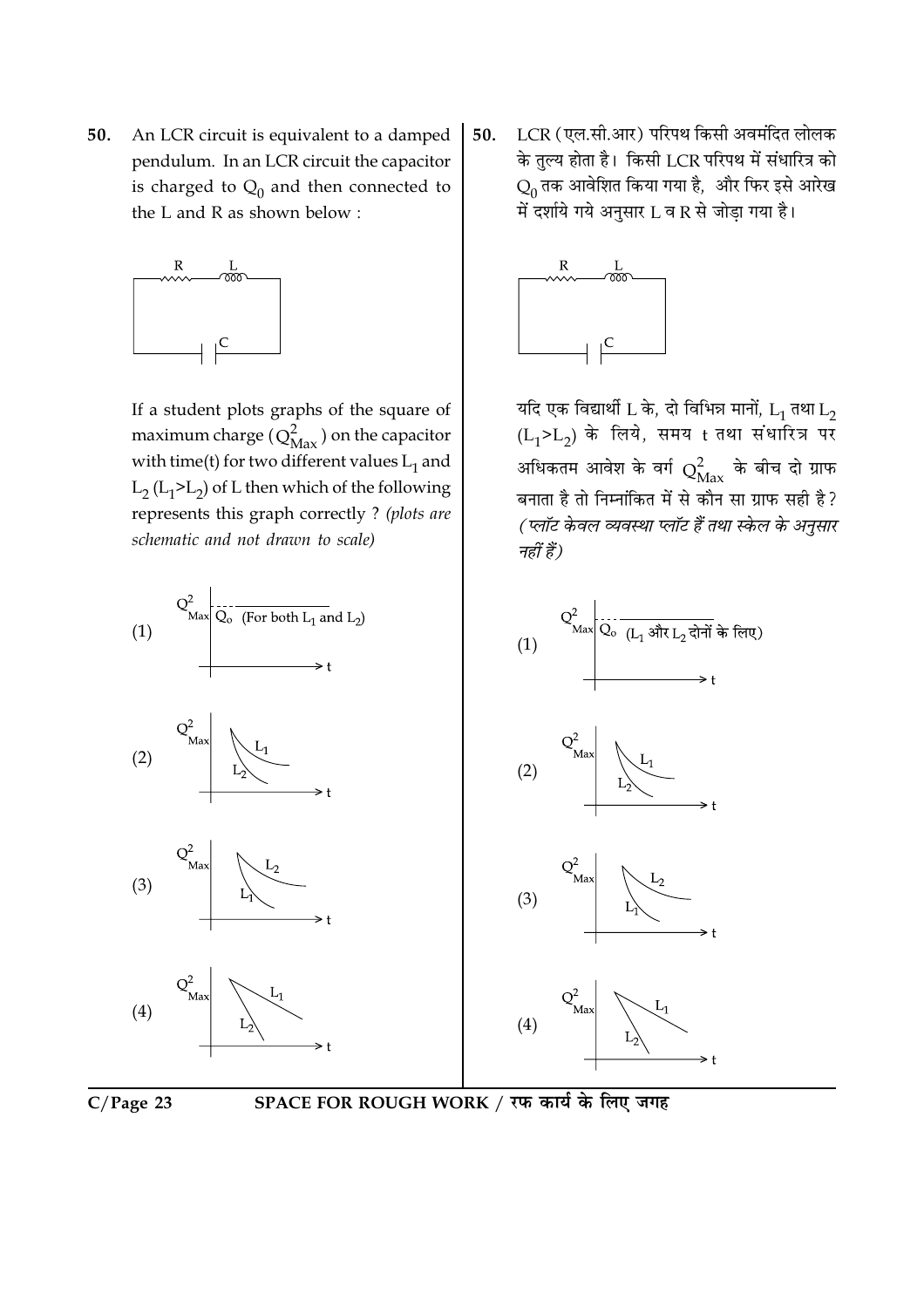50. An LCR circuit is equivalent to a damped pendulum. In an LCR circuit the capacitor is charged to $Q_0$ and then connected to the L and R as shown below :

If a student plots graphs of the square of maximum charge ($Q^2_{Max}$) on the capacitor with time(t) for two different values $L_1$ and $L_2$ ($L_1 > L_2$) of L then which of the following represents this graph correctly ? *(plots are schematic and not drawn to scale)*

(1) $Q^2_{Max}$ — $Q_o$ (For both $L_1$ and $L_2$)

(2) $Q^2_{Max}$ vs t: curves $L_1$ (upper), $L_2$ (lower)

(3) $Q^2_{Max}$ vs t: curves $L_2$ (upper), $L_1$ (lower)

(4) $Q^2_{Max}$ vs t: straight lines $L_1$, $L_2$

50. LCR (एल.सी.आर) परिपथ किसी अवमंदित लोलक के तुल्य होता है। किसी LCR परिपथ में संधारित्र को $Q_0$ तक आवेशित किया गया है, और फिर इसे आरेख में दर्शाये गये अनुसार L व R से जोड़ा गया है।

यदि एक विद्यार्थी L के, दो विभिन्न मानों, $L_1$ तथा $L_2$ ($L_1 > L_2$) के लिये, समय t तथा संधारित्र पर अधिकतम आवेश के वर्ग $Q^2_{Max}$ के बीच दो ग्राफ बनाता है तो निम्नांकित में से कौन सा ग्राफ सही है? *(प्लॉट केवल व्यवस्था प्लॉट हैं तथा स्केल के अनुसार नहीं हैं)*

(1) $Q^2_{Max}$ — $Q_o$ ($L_1$ और $L_2$ दोनों के लिए)

(2) $Q^2_{Max}$ vs t: $L_1$, $L_2$

(3) $Q^2_{Max}$ vs t: $L_2$, $L_1$

(4) $Q^2_{Max}$ vs t: $L_1$, $L_2$

SPACE FOR ROUGH WORK / रफ कार्य के लिए जगह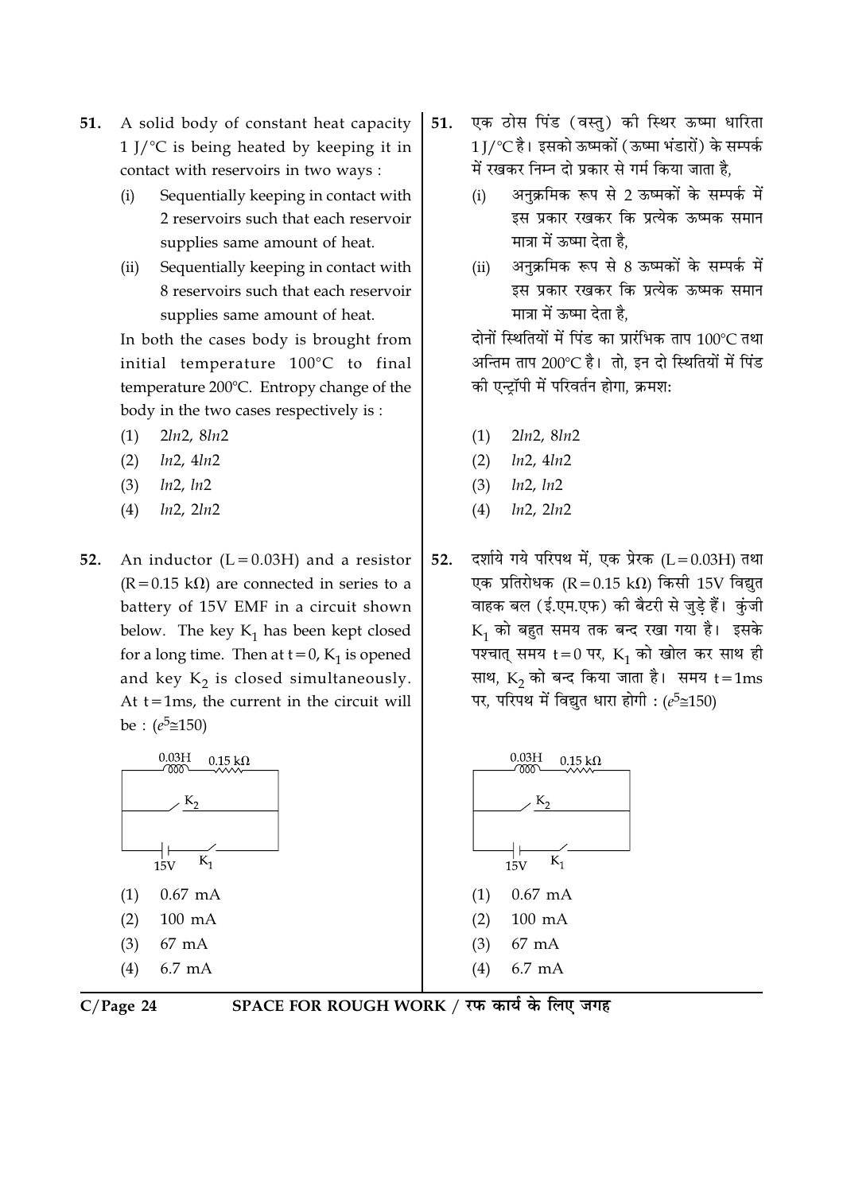51. A solid body of constant heat capacity 1 J/°C is being heated by keeping it in contact with reservoirs in two ways :

    (i) Sequentially keeping in contact with 2 reservoirs such that each reservoir supplies same amount of heat.

    (ii) Sequentially keeping in contact with 8 reservoirs such that each reservoir supplies same amount of heat.

    In both the cases body is brought from initial temperature 100°C to final temperature 200°C. Entropy change of the body in the two cases respectively is :

    (1) $2ln2$, $8ln2$
    (2) $ln2$, $4ln2$
    (3) $ln2$, $ln2$
    (4) $ln2$, $2ln2$

51. एक ठोस पिंड (वस्तु) की स्थिर ऊष्मा धारिता 1 J/°C है। इसको ऊष्मकों (ऊष्मा भंडारों) के सम्पर्क में रखकर निम्न दो प्रकार से गर्म किया जाता है,

    (i) अनुक्रमिक रूप से 2 ऊष्मकों के सम्पर्क में इस प्रकार रखकर कि प्रत्येक ऊष्मक समान मात्रा में ऊष्मा देता है,

    (ii) अनुक्रमिक रूप से 8 ऊष्मकों के सम्पर्क में इस प्रकार रखकर कि प्रत्येक ऊष्मक समान मात्रा में ऊष्मा देता है,

    दोनों स्थितियों में पिंड का प्रारंभिक ताप 100°C तथा अन्तिम ताप 200°C है। तो, इन दो स्थितियों में पिंड की एन्ट्रॉपी में परिवर्तन होगा, क्रमश:

    (1) $2ln2$, $8ln2$
    (2) $ln2$, $4ln2$
    (3) $ln2$, $ln2$
    (4) $ln2$, $2ln2$

52. An inductor (L = 0.03H) and a resistor (R = 0.15 kΩ) are connected in series to a battery of 15V EMF in a circuit shown below. The key $K_1$ has been kept closed for a long time. Then at t = 0, $K_1$ is opened and key $K_2$ is closed simultaneously. At t = 1ms, the current in the circuit will be : ($e^5 \cong 150$)

    (1) 0.67 mA
    (2) 100 mA
    (3) 67 mA
    (4) 6.7 mA

52. दर्शाये गये परिपथ में, एक प्रेरक (L = 0.03H) तथा एक प्रतिरोधक (R = 0.15 kΩ) किसी 15V विद्युत वाहक बल (ई.एम.एफ) की बैटरी से जुड़े हैं। कुंजी $K_1$ को बहुत समय तक बन्द रखा गया है। इसके पश्चात् समय t = 0 पर, $K_1$ को खोल कर साथ ही साथ, $K_2$ को बन्द किया जाता है। समय t = 1ms पर, परिपथ में विद्युत धारा होगी : ($e^5 \cong 150$)

    (1) 0.67 mA
    (2) 100 mA
    (3) 67 mA
    (4) 6.7 mA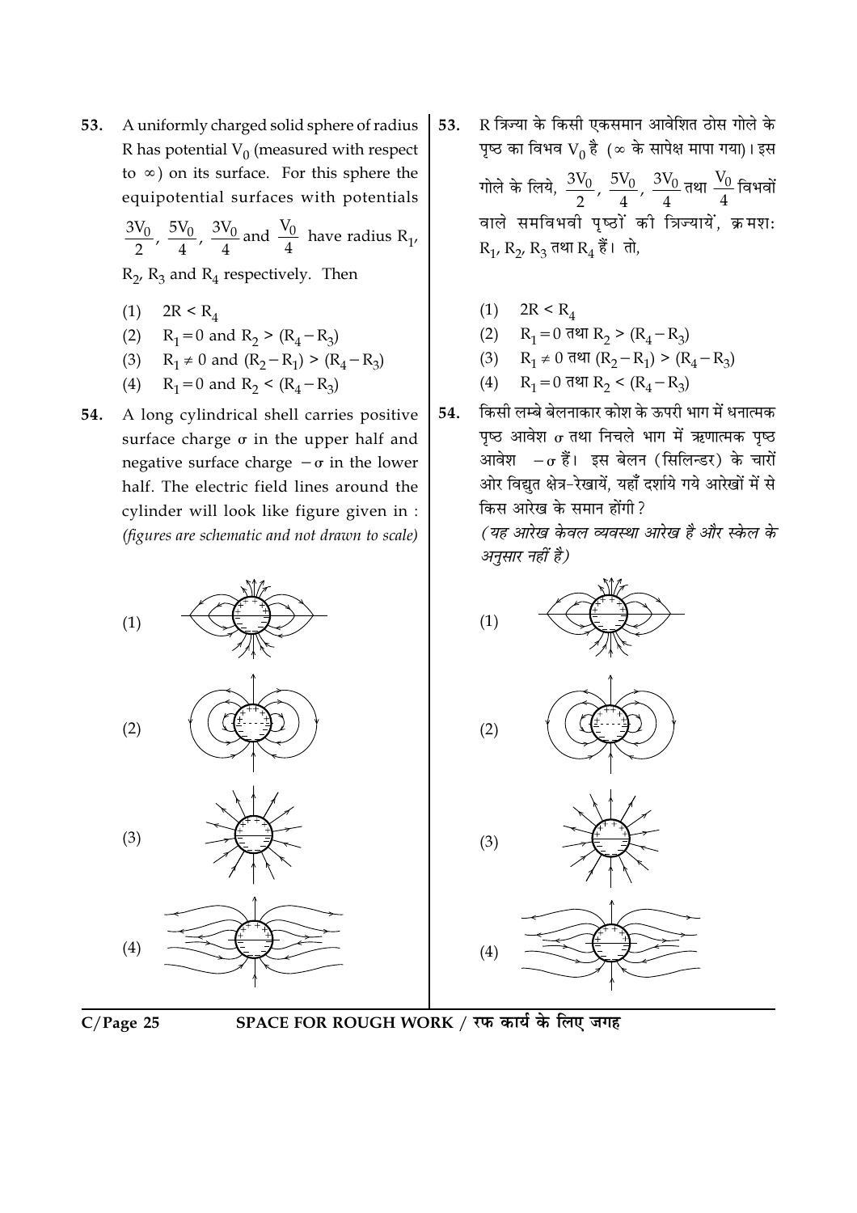**53.** A uniformly charged solid sphere of radius R has potential $V_0$ (measured with respect to $\infty$) on its surface. For this sphere the equipotential surfaces with potentials $\frac{3V_0}{2}$, $\frac{5V_0}{4}$, $\frac{3V_0}{4}$ and $\frac{V_0}{4}$ have radius $R_1$, $R_2$, $R_3$ and $R_4$ respectively. Then

(1) $2R < R_4$

(2) $R_1 = 0$ and $R_2 > (R_4 - R_3)$

(3) $R_1 \neq 0$ and $(R_2 - R_1) > (R_4 - R_3)$

(4) $R_1 = 0$ and $R_2 < (R_4 - R_3)$

**54.** A long cylindrical shell carries positive surface charge $\sigma$ in the upper half and negative surface charge $-\sigma$ in the lower half. The electric field lines around the cylinder will look like figure given in : *(figures are schematic and not drawn to scale)*

(1)

(2)

(3)

(4)

**53.** R त्रिज्या के किसी एकसमान आवेशित ठोस गोले के पृष्ठ का विभव $V_0$ है ($\infty$ के सापेक्ष मापा गया)। इस गोले के लिये, $\frac{3V_0}{2}$, $\frac{5V_0}{4}$, $\frac{3V_0}{4}$ तथा $\frac{V_0}{4}$ विभवों वाले समविभवी पृष्ठों की त्रिज्यायें, क्रमशः $R_1$, $R_2$, $R_3$ तथा $R_4$ हैं। तो,

(1) $2R < R_4$

(2) $R_1 = 0$ तथा $R_2 > (R_4 - R_3)$

(3) $R_1 \neq 0$ तथा $(R_2 - R_1) > (R_4 - R_3)$

(4) $R_1 = 0$ तथा $R_2 < (R_4 - R_3)$

**54.** किसी लम्बे बेलनाकार कोश के ऊपरी भाग में धनात्मक पृष्ठ आवेश $\sigma$ तथा निचले भाग में ऋणात्मक पृष्ठ आवेश $-\sigma$ हैं। इस बेलन (सिलिन्डर) के चारों ओर विद्युत क्षेत्र-रेखायें, यहाँ दर्शाये गये आरेखों में से किस आरेख के समान होंगी ?

*(यह आरेख केवल व्यवस्था आरेख है और स्केल के अनुसार नहीं है)*

(1)

(2)

(3)

(4)

SPACE FOR ROUGH WORK / रफ कार्य के लिए जगह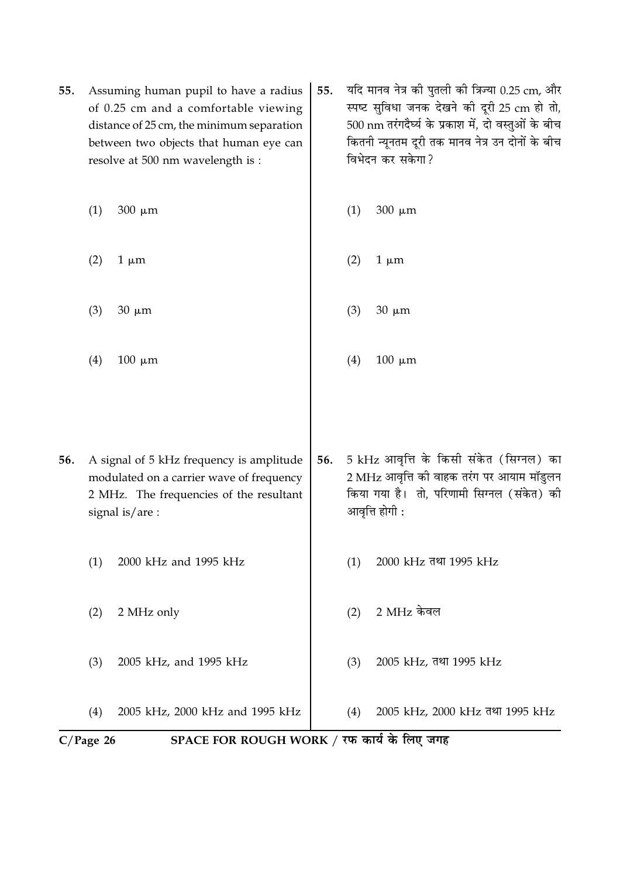55. Assuming human pupil to have a radius of 0.25 cm and a comfortable viewing distance of 25 cm, the minimum separation between two objects that human eye can resolve at 500 nm wavelength is :

(1) 300 μm

(2) 1 μm

(3) 30 μm

(4) 100 μm

55. यदि मानव नेत्र की पुतली की त्रिज्या 0.25 cm, और स्पष्ट सुविधा जनक देखने की दूरी 25 cm हो तो, 500 nm तरंगदैर्घ्य के प्रकाश में, दो वस्तुओं के बीच कितनी न्यूनतम दूरी तक मानव नेत्र उन दोनों के बीच विभेदन कर सकेगा ?

(1) 300 μm

(2) 1 μm

(3) 30 μm

(4) 100 μm

56. A signal of 5 kHz frequency is amplitude modulated on a carrier wave of frequency 2 MHz. The frequencies of the resultant signal is/are :

(1) 2000 kHz and 1995 kHz

(2) 2 MHz only

(3) 2005 kHz, and 1995 kHz

(4) 2005 kHz, 2000 kHz and 1995 kHz

56. 5 kHz आवृत्ति के किसी संकेत (सिग्नल) का 2 MHz आवृत्ति की वाहक तरंग पर आयाम मॉडुलन किया गया है। तो, परिणामी सिग्नल (संकेत) की आवृत्ति होगी :

(1) 2000 kHz तथा 1995 kHz

(2) 2 MHz केवल

(3) 2005 kHz, तथा 1995 kHz

(4) 2005 kHz, 2000 kHz तथा 1995 kHz

SPACE FOR ROUGH WORK / रफ कार्य के लिए जगह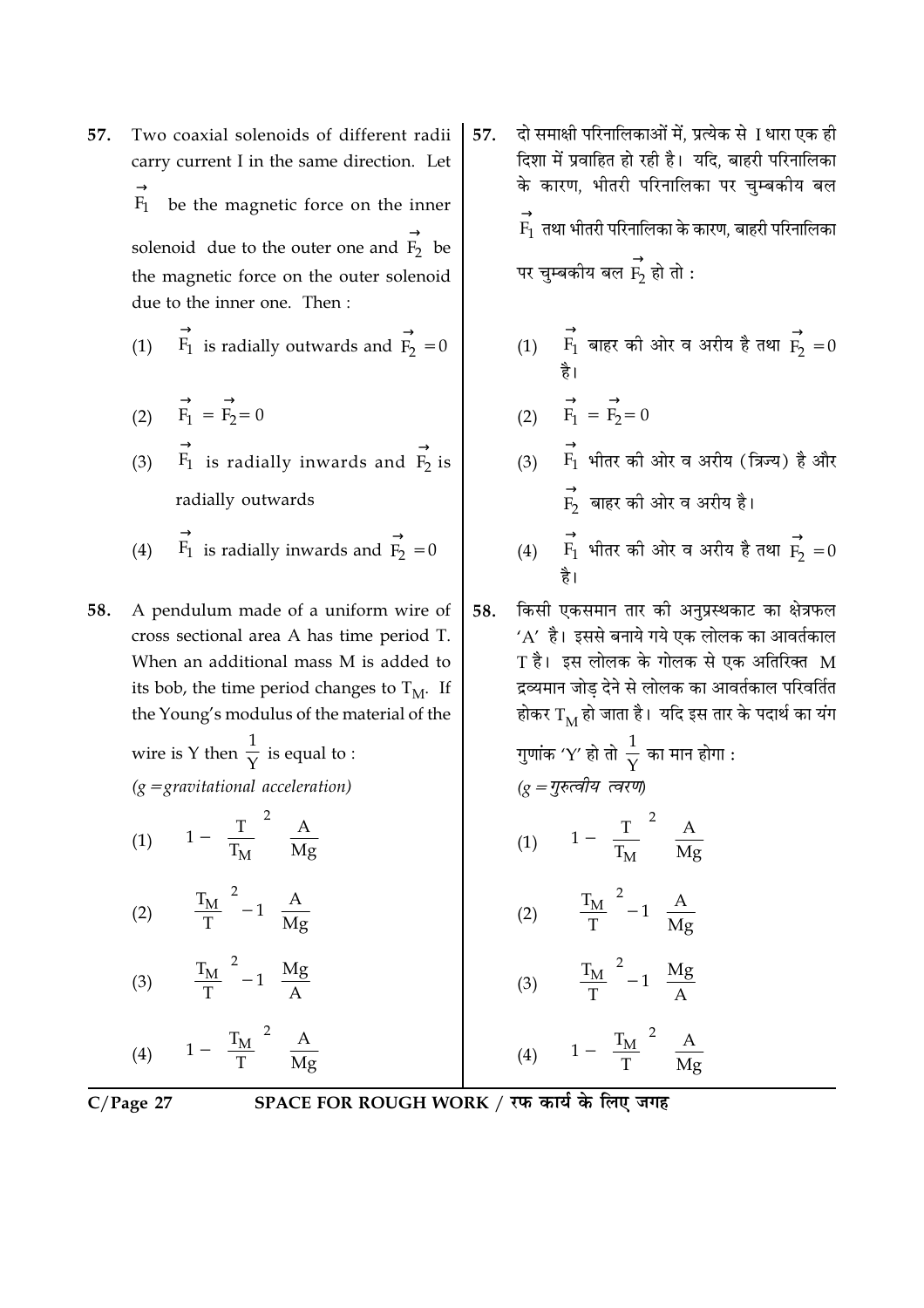57. Two coaxial solenoids of different radii carry current I in the same direction. Let $\vec{F_1}$ be the magnetic force on the inner solenoid due to the outer one and $\vec{F_2}$ be the magnetic force on the outer solenoid due to the inner one. Then :

(1) $\vec{F_1}$ is radially outwards and $\vec{F_2} = 0$

(2) $\vec{F_1} = \vec{F_2} = 0$

(3) $\vec{F_1}$ is radially inwards and $\vec{F_2}$ is radially outwards

(4) $\vec{F_1}$ is radially inwards and $\vec{F_2} = 0$

57. दो समाक्षी परिनालिकाओं में, प्रत्येक से I धारा एक ही दिशा में प्रवाहित हो रही है। यदि, बाहरी परिनालिका के कारण, भीतरी परिनालिका पर चुम्बकीय बल $\vec{F_1}$ तथा भीतरी परिनालिका के कारण, बाहरी परिनालिका पर चुम्बकीय बल $\vec{F_2}$ हो तो :

(1) $\vec{F_1}$ बाहर की ओर व अरीय है तथा $\vec{F_2} = 0$ है।

(2) $\vec{F_1} = \vec{F_2} = 0$

(3) $\vec{F_1}$ भीतर की ओर व अरीय (त्रिज्य) है और $\vec{F_2}$ बाहर की ओर व अरीय है।

(4) $\vec{F_1}$ भीतर की ओर व अरीय है तथा $\vec{F_2} = 0$ है।

58. A pendulum made of a uniform wire of cross sectional area A has time period T. When an additional mass M is added to its bob, the time period changes to $T_M$. If the Young's modulus of the material of the wire is Y then $\frac{1}{Y}$ is equal to :
*(g = gravitational acceleration)*

(1) $\left[1 - \left(\frac{T}{T_M}\right)^2\right]\frac{A}{Mg}$

(2) $\left[\left(\frac{T_M}{T}\right)^2 - 1\right]\frac{A}{Mg}$

(3) $\left[\left(\frac{T_M}{T}\right)^2 - 1\right]\frac{Mg}{A}$

(4) $\left[1 - \left(\frac{T_M}{T}\right)^2\right]\frac{A}{Mg}$

58. किसी एकसमान तार की अनुप्रस्थकाट का क्षेत्रफल 'A' है। इससे बनाये गये एक लोलक का आवर्तकाल T है। इस लोलक के गोलक से एक अतिरिक्त M द्रव्यमान जोड़ देने से लोलक का आवर्तकाल परिवर्तित होकर $T_M$ हो जाता है। यदि इस तार के पदार्थ का यंग गुणांक 'Y' हो तो $\frac{1}{Y}$ का मान होगा :
*(g = गुरुत्वीय त्वरण)*

(1) $\left[1 - \left(\frac{T}{T_M}\right)^2\right]\frac{A}{Mg}$

(2) $\left[\left(\frac{T_M}{T}\right)^2 - 1\right]\frac{A}{Mg}$

(3) $\left[\left(\frac{T_M}{T}\right)^2 - 1\right]\frac{Mg}{A}$

(4) $\left[1 - \left(\frac{T_M}{T}\right)^2\right]\frac{A}{Mg}$

SPACE FOR ROUGH WORK / रफ कार्य के लिए जगह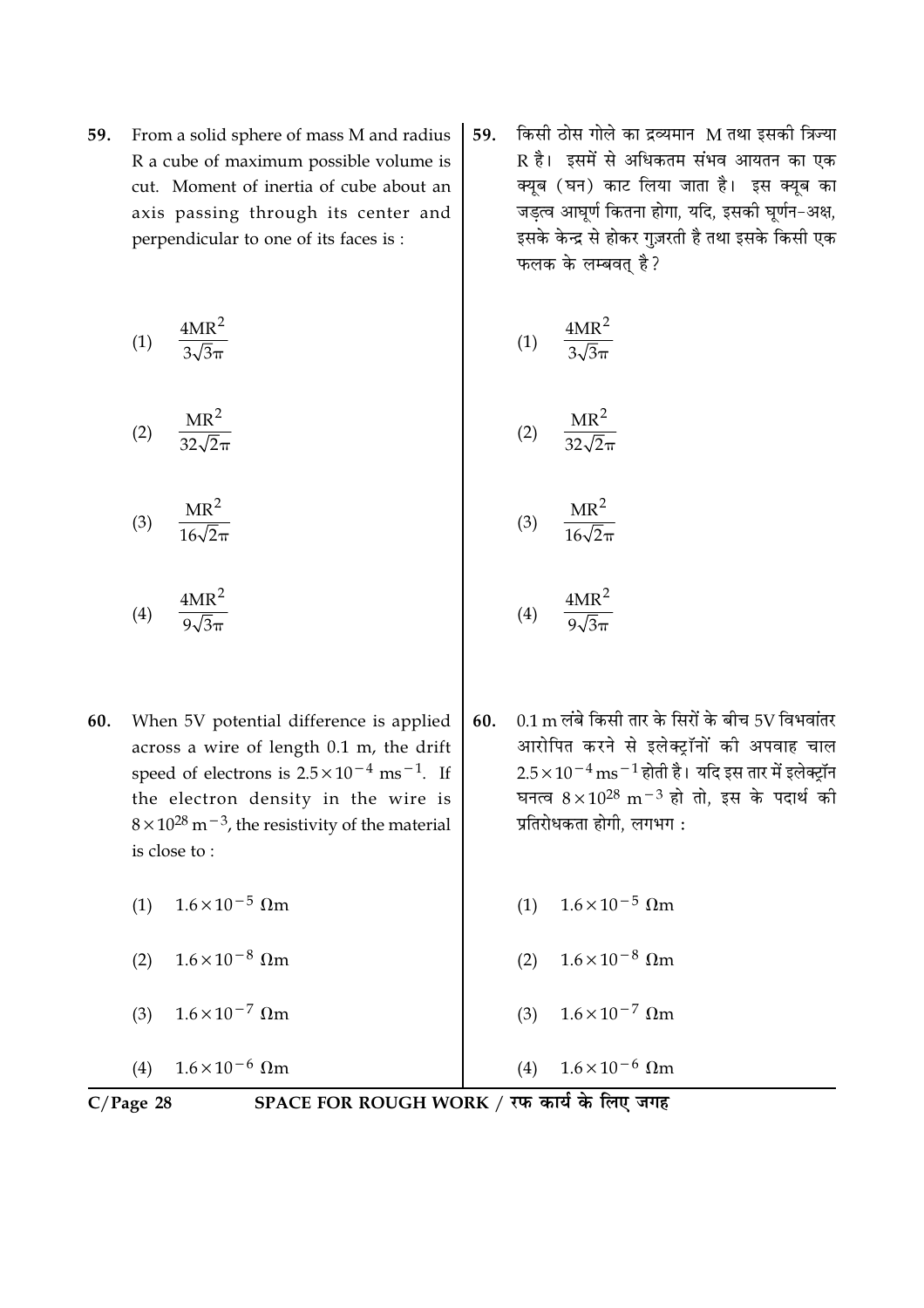59. From a solid sphere of mass M and radius R a cube of maximum possible volume is cut. Moment of inertia of cube about an axis passing through its center and perpendicular to one of its faces is :

(1) $\frac{4MR^2}{3\sqrt{3}\pi}$

(2) $\frac{MR^2}{32\sqrt{2}\pi}$

(3) $\frac{MR^2}{16\sqrt{2}\pi}$

(4) $\frac{4MR^2}{9\sqrt{3}\pi}$

59. किसी ठोस गोले का द्रव्यमान M तथा इसकी त्रिज्या R है। इसमें से अधिकतम संभव आयतन का एक क्यूब (घन) काट लिया जाता है। इस क्यूब का जड़त्व आघूर्ण कितना होगा, यदि, इसकी घूर्णन-अक्ष, इसके केन्द्र से होकर गुज़रती है तथा इसके किसी एक फलक के लम्बवत् है?

(1) $\frac{4MR^2}{3\sqrt{3}\pi}$

(2) $\frac{MR^2}{32\sqrt{2}\pi}$

(3) $\frac{MR^2}{16\sqrt{2}\pi}$

(4) $\frac{4MR^2}{9\sqrt{3}\pi}$

60. When 5V potential difference is applied across a wire of length 0.1 m, the drift speed of electrons is $2.5 \times 10^{-4}\ ms^{-1}$. If the electron density in the wire is $8 \times 10^{28}\ m^{-3}$, the resistivity of the material is close to :

(1) $1.6 \times 10^{-5}\ \Omega m$

(2) $1.6 \times 10^{-8}\ \Omega m$

(3) $1.6 \times 10^{-7}\ \Omega m$

(4) $1.6 \times 10^{-6}\ \Omega m$

60. 0.1 m लंबे किसी तार के सिरों के बीच 5V विभवांतर आरोपित करने से इलेक्ट्रॉनों की अपवाह चाल $2.5 \times 10^{-4}\ ms^{-1}$ होती है। यदि इस तार में इलेक्ट्रॉन घनत्व $8 \times 10^{28}\ m^{-3}$ हो तो, इस के पदार्थ की प्रतिरोधकता होगी, लगभग :

(1) $1.6 \times 10^{-5}\ \Omega m$

(2) $1.6 \times 10^{-8}\ \Omega m$

(3) $1.6 \times 10^{-7}\ \Omega m$

(4) $1.6 \times 10^{-6}\ \Omega m$

SPACE FOR ROUGH WORK / रफ कार्य के लिए जगह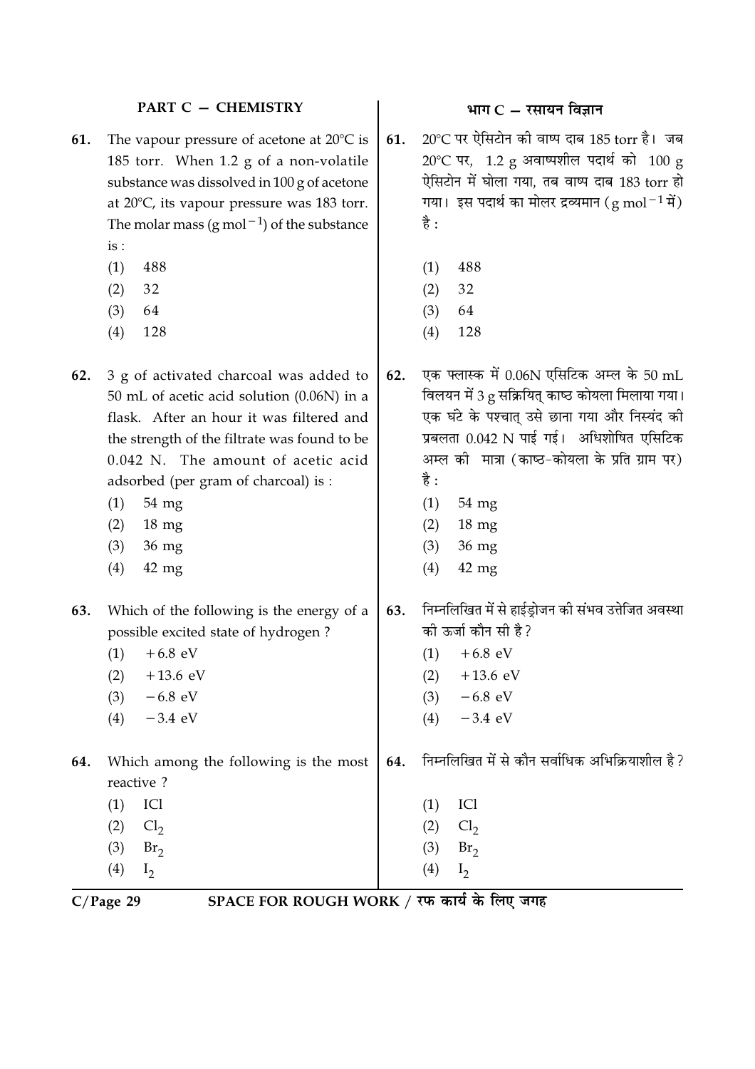## PART C — CHEMISTRY

**61.** The vapour pressure of acetone at 20°C is 185 torr. When 1.2 g of a non-volatile substance was dissolved in 100 g of acetone at 20°C, its vapour pressure was 183 torr. The molar mass ($g\ mol^{-1}$) of the substance is :

(1) 488
(2) 32
(3) 64
(4) 128

**62.** 3 g of activated charcoal was added to 50 mL of acetic acid solution (0.06N) in a flask. After an hour it was filtered and the strength of the filtrate was found to be 0.042 N. The amount of acetic acid adsorbed (per gram of charcoal) is :

(1) 54 mg
(2) 18 mg
(3) 36 mg
(4) 42 mg

**63.** Which of the following is the energy of a possible excited state of hydrogen ?

(1) +6.8 eV
(2) +13.6 eV
(3) −6.8 eV
(4) −3.4 eV

**64.** Which among the following is the most reactive ?

(1) ICl
(2) $Cl_2$
(3) $Br_2$
(4) $I_2$

## भाग C — रसायन विज्ञान

**61.** 20°C पर ऐसिटोन की वाष्प दाब 185 torr है। जब 20°C पर, 1.2 g अवाष्पशील पदार्थ को 100 g ऐसिटोन में घोला गया, तब वाष्प दाब 183 torr हो गया। इस पदार्थ का मोलर द्रव्यमान ($g\ mol^{-1}$ में) है :

(1) 488
(2) 32
(3) 64
(4) 128

**62.** एक फ्लास्क में 0.06N एसिटिक अम्ल के 50 mL विलयन में 3 g सक्रियित् काष्ठ कोयला मिलाया गया। एक घंटे के पश्चात् उसे छाना गया और निस्यंद की प्रबलता 0.042 N पाई गई। अधिशोषित एसिटिक अम्ल की मात्रा (काष्ठ-कोयला के प्रति ग्राम पर) है :

(1) 54 mg
(2) 18 mg
(3) 36 mg
(4) 42 mg

**63.** निम्नलिखित में से हाईड्रोजन की संभव उत्तेजित अवस्था की ऊर्जा कौन सी है ?

(1) +6.8 eV
(2) +13.6 eV
(3) −6.8 eV
(4) −3.4 eV

**64.** निम्नलिखित में से कौन सर्वाधिक अभिक्रियाशील है ?

(1) ICl
(2) $Cl_2$
(3) $Br_2$
(4) $I_2$

SPACE FOR ROUGH WORK / रफ कार्य के लिए जगह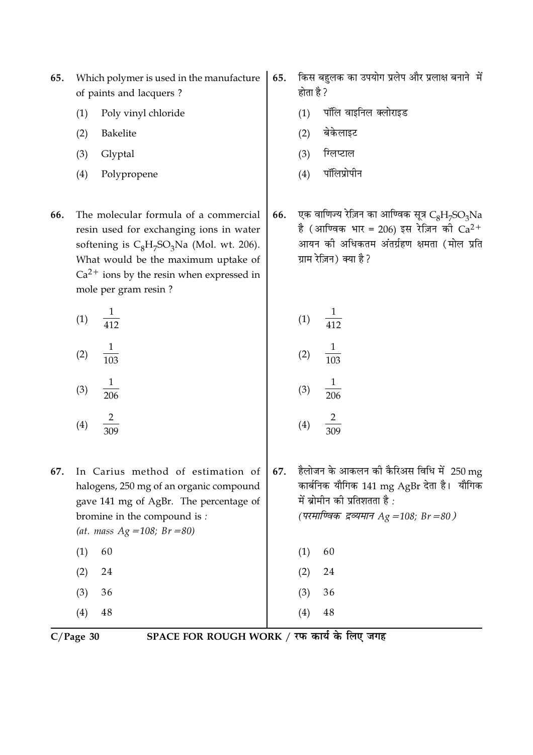65. Which polymer is used in the manufacture of paints and lacquers ?

(1) Poly vinyl chloride

(2) Bakelite

(3) Glyptal

(4) Polypropene

65. किस बहुलक का उपयोग प्रलेप और प्रलाक्ष बनाने में होता है ?

(1) पॉलि वाइनिल क्लोराइड

(2) बेकेलाइट

(3) ग्लिप्टाल

(4) पॉलिप्रोपीन

66. The molecular formula of a commercial resin used for exchanging ions in water softening is $C_8H_7SO_3Na$ (Mol. wt. 206). What would be the maximum uptake of $Ca^{2+}$ ions by the resin when expressed in mole per gram resin ?

(1) $\frac{1}{412}$

(2) $\frac{1}{103}$

(3) $\frac{1}{206}$

(4) $\frac{2}{309}$

66. एक वाणिज्य रेज़िन का आण्विक सूत्र $C_8H_7SO_3Na$ है (आण्विक भार = 206) इस रेज़िन की $Ca^{2+}$ आयन की अधिकतम अंतर्ग्रहण क्षमता (मोल प्रति ग्राम रेज़िन) क्या है ?

(1) $\frac{1}{412}$

(2) $\frac{1}{103}$

(3) $\frac{1}{206}$

(4) $\frac{2}{309}$

67. In Carius method of estimation of halogens, 250 mg of an organic compound gave 141 mg of AgBr. The percentage of bromine in the compound is :
*(at. mass Ag =108; Br =80)*

(1) 60

(2) 24

(3) 36

(4) 48

67. हैलोजन के आकलन की कैरिअस विधि में 250 mg कार्बनिक यौगिक 141 mg AgBr देता है। यौगिक में ब्रोमीन की प्रतिशतता है :
*(परमाण्विक द्रव्यमान Ag =108; Br =80)*

(1) 60

(2) 24

(3) 36

(4) 48

SPACE FOR ROUGH WORK / रफ कार्य के लिए जगह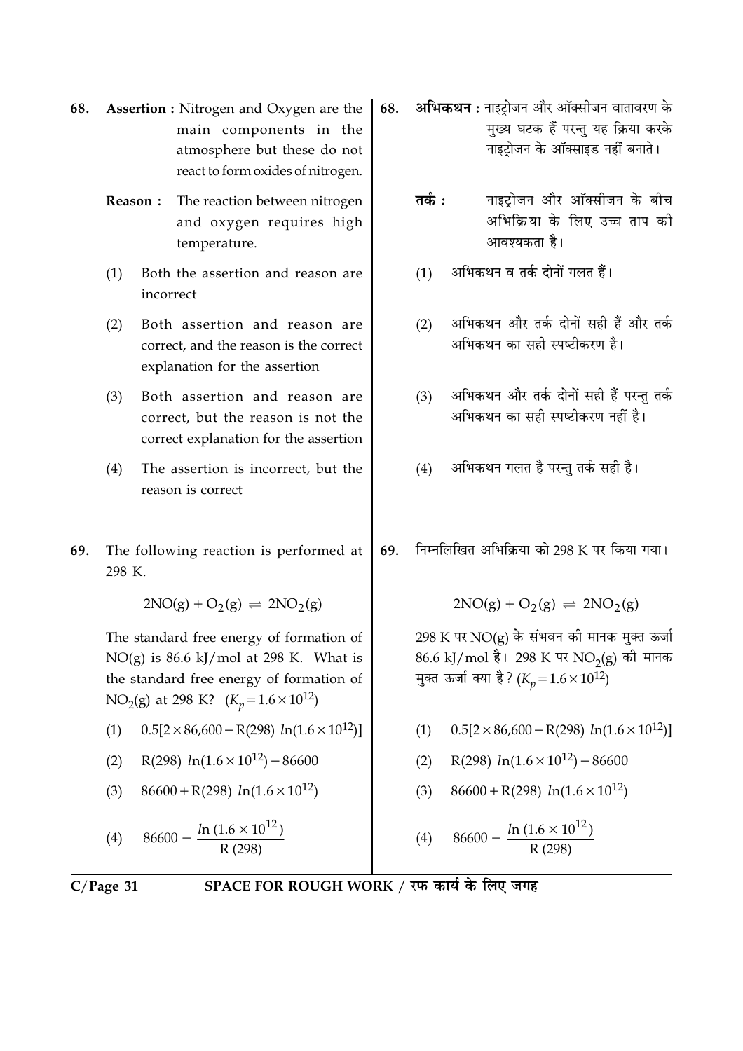68. **Assertion :** Nitrogen and Oxygen are the main components in the atmosphere but these do not react to form oxides of nitrogen.

**Reason :** The reaction between nitrogen and oxygen requires high temperature.

(1) Both the assertion and reason are incorrect

(2) Both assertion and reason are correct, and the reason is the correct explanation for the assertion

(3) Both assertion and reason are correct, but the reason is not the correct explanation for the assertion

(4) The assertion is incorrect, but the reason is correct

69. The following reaction is performed at 298 K.

$$2NO(g) + O_2(g) \rightleftharpoons 2NO_2(g)$$

The standard free energy of formation of NO(g) is 86.6 kJ/mol at 298 K. What is the standard free energy of formation of $NO_2(g)$ at 298 K? $(K_p = 1.6 \times 10^{12})$

(1) $0.5[2 \times 86{,}600 - R(298)\ ln(1.6 \times 10^{12})]$

(2) $R(298)\ ln(1.6 \times 10^{12}) - 86600$

(3) $86600 + R(298)\ ln(1.6 \times 10^{12})$

(4) $86600 - \dfrac{ln\ (1.6 \times 10^{12})}{R\ (298)}$

68. **अभिकथन :** नाइट्रोजन और ऑक्सीजन वातावरण के मुख्य घटक हैं परन्तु यह क्रिया करके नाइट्रोजन के ऑक्साइड नहीं बनाते।

**तर्क :** नाइट्रोजन और ऑक्सीजन के बीच अभिक्रिया के लिए उच्च ताप की आवश्यकता है।

(1) अभिकथन व तर्क दोनों गलत हैं।

(2) अभिकथन और तर्क दोनों सही हैं और तर्क अभिकथन का सही स्पष्टीकरण है।

(3) अभिकथन और तर्क दोनों सही हैं परन्तु तर्क अभिकथन का सही स्पष्टीकरण नहीं है।

(4) अभिकथन गलत है परन्तु तर्क सही है।

69. निम्नलिखित अभिक्रिया को 298 K पर किया गया।

$$2NO(g) + O_2(g) \rightleftharpoons 2NO_2(g)$$

298 K पर NO(g) के संभवन की मानक मुक्त ऊर्जा 86.6 kJ/mol है। 298 K पर $NO_2(g)$ की मानक मुक्त ऊर्जा क्या है? $(K_p = 1.6 \times 10^{12})$

(1) $0.5[2 \times 86{,}600 - R(298)\ ln(1.6 \times 10^{12})]$

(2) $R(298)\ ln(1.6 \times 10^{12}) - 86600$

(3) $86600 + R(298)\ ln(1.6 \times 10^{12})$

(4) $86600 - \dfrac{ln\ (1.6 \times 10^{12})}{R\ (298)}$

SPACE FOR ROUGH WORK / रफ कार्य के लिए जगह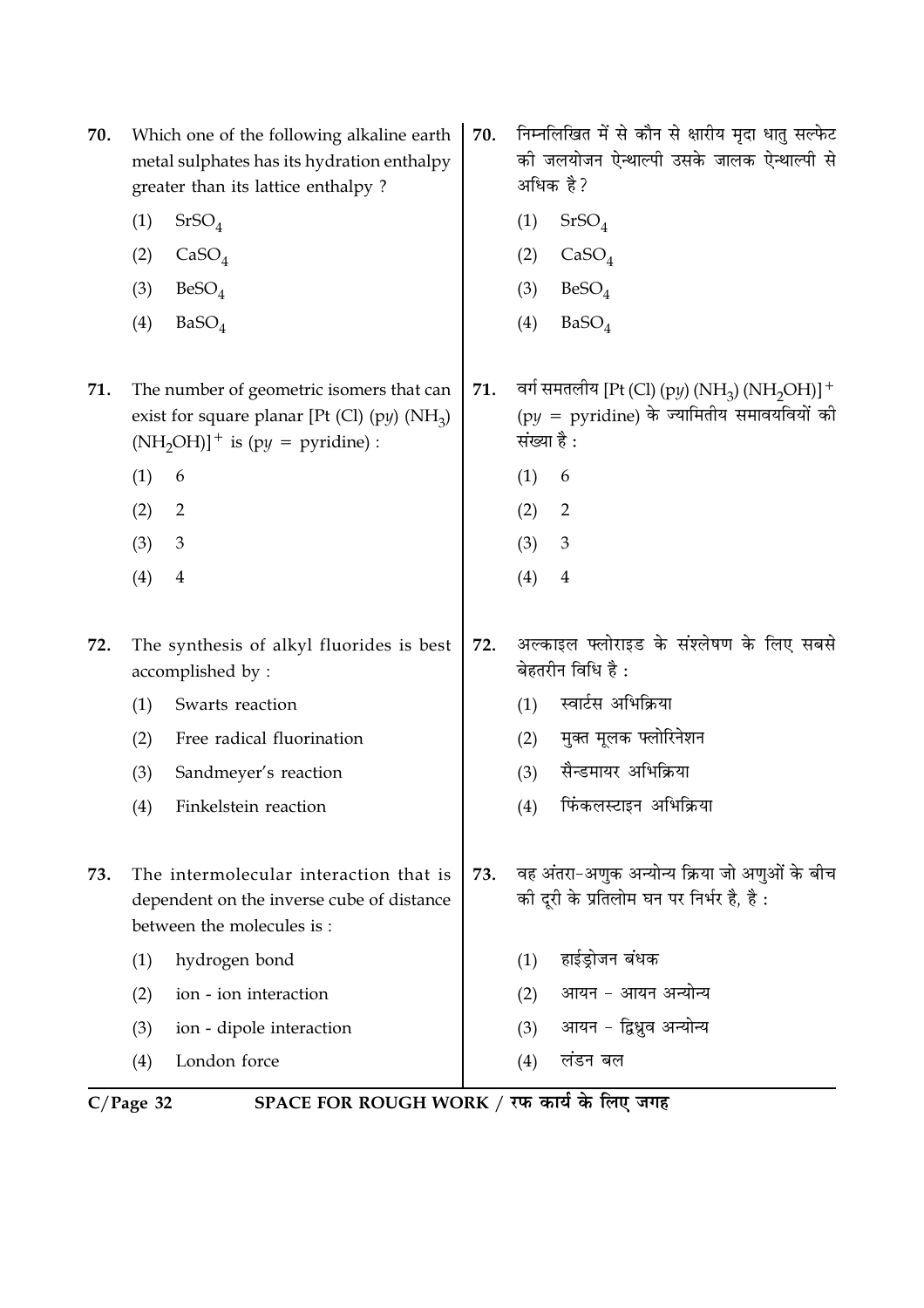70. Which one of the following alkaline earth metal sulphates has its hydration enthalpy greater than its lattice enthalpy ?

(1) $SrSO_4$
(2) $CaSO_4$
(3) $BeSO_4$
(4) $BaSO_4$

70. निम्नलिखित में से कौन से क्षारीय मृदा धातु सल्फेट की जलयोजन ऐन्थाल्पी उसके जालक ऐन्थाल्पी से अधिक है?

(1) $SrSO_4$
(2) $CaSO_4$
(3) $BeSO_4$
(4) $BaSO_4$

71. The number of geometric isomers that can exist for square planar $[Pt (Cl) (py) (NH_3) (NH_2OH)]^+$ is (py = pyridine) :

(1) 6
(2) 2
(3) 3
(4) 4

71. वर्ग समतलीय $[Pt (Cl) (py) (NH_3) (NH_2OH)]^+$ (py = pyridine) के ज्यामितीय समावयवियों की संख्या है :

(1) 6
(2) 2
(3) 3
(4) 4

72. The synthesis of alkyl fluorides is best accomplished by :

(1) Swarts reaction
(2) Free radical fluorination
(3) Sandmeyer's reaction
(4) Finkelstein reaction

72. अल्काइल फ्लोराइड के संश्लेषण के लिए सबसे बेहतरीन विधि है :

(1) स्वार्टस अभिक्रिया
(2) मुक्त मूलक फ्लोरिनेशन
(3) सैन्डमायर अभिक्रिया
(4) फिंकलस्टाइन अभिक्रिया

73. The intermolecular interaction that is dependent on the inverse cube of distance between the molecules is :

(1) hydrogen bond
(2) ion - ion interaction
(3) ion - dipole interaction
(4) London force

73. वह अंतरा-अणुक अन्योन्य क्रिया जो अणुओं के बीच की दूरी के प्रतिलोम घन पर निर्भर है, है :

(1) हाईड्रोजन बंधक
(2) आयन - आयन अन्योन्य
(3) आयन - द्विध्रुव अन्योन्य
(4) लंडन बल

SPACE FOR ROUGH WORK / रफ कार्य के लिए जगह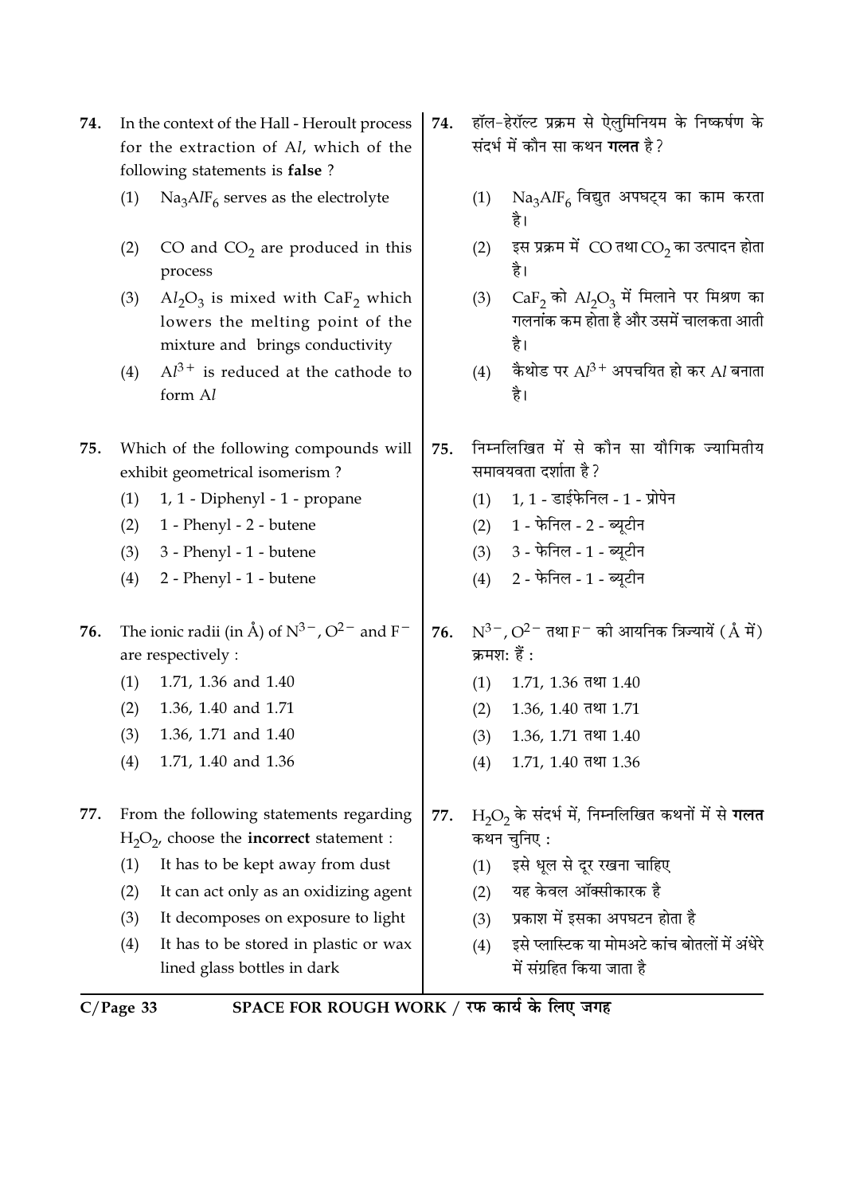74. In the context of the Hall - Heroult process for the extraction of $Al$, which of the following statements is **false** ?

(1) $Na_3AlF_6$ serves as the electrolyte

(2) $CO$ and $CO_2$ are produced in this process

(3) $Al_2O_3$ is mixed with $CaF_2$ which lowers the melting point of the mixture and brings conductivity

(4) $Al^{3+}$ is reduced at the cathode to form $Al$

74. हॉल-हेरॉल्ट प्रक्रम से ऐलुमिनियम के निष्कर्षण के संदर्भ में कौन सा कथन **गलत** है ?

(1) $Na_3AlF_6$ विद्युत अपघट्य का काम करता है।

(2) इस प्रक्रम में $CO$ तथा $CO_2$ का उत्पादन होता है।

(3) $CaF_2$ को $Al_2O_3$ में मिलाने पर मिश्रण का गलनांक कम होता है और उसमें चालकता आती है।

(4) कैथोड पर $Al^{3+}$ अपचयित हो कर $Al$ बनाता है।

75. Which of the following compounds will exhibit geometrical isomerism ?

(1) 1, 1 - Diphenyl - 1 - propane

(2) 1 - Phenyl - 2 - butene

(3) 3 - Phenyl - 1 - butene

(4) 2 - Phenyl - 1 - butene

75. निम्नलिखित में से कौन सा यौगिक ज्यामितीय समावयवता दर्शाता है ?

(1) 1, 1 - डाईफेनिल - 1 - प्रोपेन

(2) 1 - फेनिल - 2 - ब्यूटीन

(3) 3 - फेनिल - 1 - ब्यूटीन

(4) 2 - फेनिल - 1 - ब्यूटीन

76. The ionic radii (in Å) of $N^{3-}$, $O^{2-}$ and $F^-$ are respectively :

(1) 1.71, 1.36 and 1.40

(2) 1.36, 1.40 and 1.71

(3) 1.36, 1.71 and 1.40

(4) 1.71, 1.40 and 1.36

76. $N^{3-}$, $O^{2-}$ तथा $F^-$ की आयनिक त्रिज्यायें (Å में) क्रमशः हैं :

(1) 1.71, 1.36 तथा 1.40

(2) 1.36, 1.40 तथा 1.71

(3) 1.36, 1.71 तथा 1.40

(4) 1.71, 1.40 तथा 1.36

77. From the following statements regarding $H_2O_2$, choose the **incorrect** statement :

(1) It has to be kept away from dust

(2) It can act only as an oxidizing agent

(3) It decomposes on exposure to light

(4) It has to be stored in plastic or wax lined glass bottles in dark

77. $H_2O_2$ के संदर्भ में, निम्नलिखित कथनों में से **गलत** कथन चुनिए :

(1) इसे धूल से दूर रखना चाहिए

(2) यह केवल ऑक्सीकारक है

(3) प्रकाश में इसका अपघटन होता है

(4) इसे प्लास्टिक या मोमअटे कांच बोतलों में अंधेरे में संग्रहित किया जाता है

SPACE FOR ROUGH WORK / रफ कार्य के लिए जगह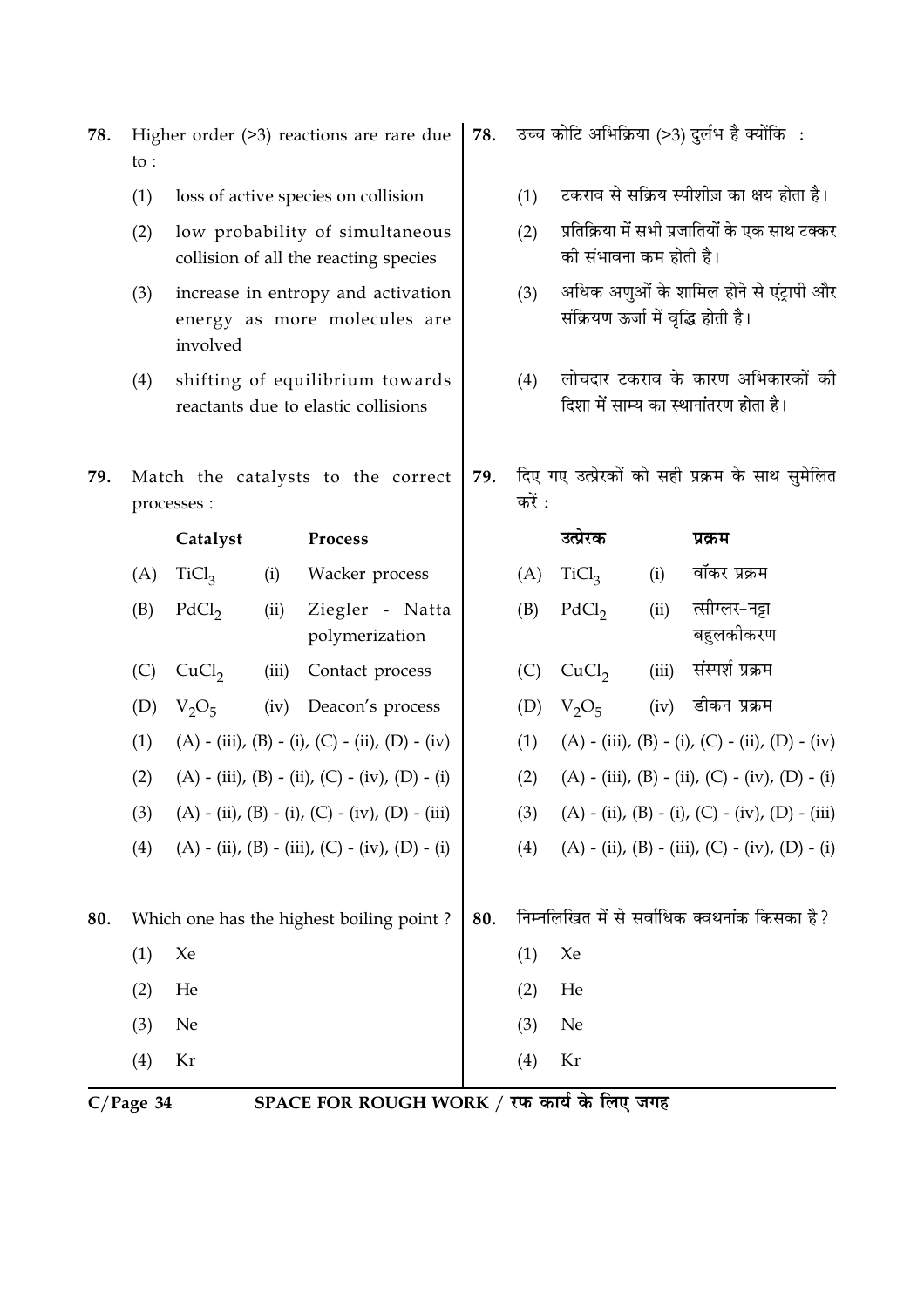78. Higher order (>3) reactions are rare due to :

(1) loss of active species on collision

(2) low probability of simultaneous collision of all the reacting species

(3) increase in entropy and activation energy as more molecules are involved

(4) shifting of equilibrium towards reactants due to elastic collisions

78. उच्च कोटि अभिक्रिया (>3) दुर्लभ है क्योंकि :

(1) टकराव से सक्रिय स्पीशीज़ का क्षय होता है।

(2) प्रतिक्रिया में सभी प्रजातियों के एक साथ टक्कर की संभावना कम होती है।

(3) अधिक अणुओं के शामिल होने से एंट्रापी और संक्रियण ऊर्जा में वृद्धि होती है।

(4) लोचदार टकराव के कारण अभिकारकों की दिशा में साम्य का स्थानांतरण होता है।

79. Match the catalysts to the correct processes :

| | Catalyst | | Process |
|---|---|---|---|
| (A) | $TiCl_3$ | (i) | Wacker process |
| (B) | $PdCl_2$ | (ii) | Ziegler - Natta polymerization |
| (C) | $CuCl_2$ | (iii) | Contact process |
| (D) | $V_2O_5$ | (iv) | Deacon's process |

(1) (A) - (iii), (B) - (i), (C) - (ii), (D) - (iv)

(2) (A) - (iii), (B) - (ii), (C) - (iv), (D) - (i)

(3) (A) - (ii), (B) - (i), (C) - (iv), (D) - (iii)

(4) (A) - (ii), (B) - (iii), (C) - (iv), (D) - (i)

79. दिए गए उत्प्रेरकों को सही प्रक्रम के साथ सुमेलित करें :

| | उत्प्रेरक | | प्रक्रम |
|---|---|---|---|
| (A) | $TiCl_3$ | (i) | वॉकर प्रक्रम |
| (B) | $PdCl_2$ | (ii) | त्सीग्लर-नट्टा बहुलकीकरण |
| (C) | $CuCl_2$ | (iii) | संस्पर्श प्रक्रम |
| (D) | $V_2O_5$ | (iv) | डीकन प्रक्रम |

(1) (A) - (iii), (B) - (i), (C) - (ii), (D) - (iv)

(2) (A) - (iii), (B) - (ii), (C) - (iv), (D) - (i)

(3) (A) - (ii), (B) - (i), (C) - (iv), (D) - (iii)

(4) (A) - (ii), (B) - (iii), (C) - (iv), (D) - (i)

80. Which one has the highest boiling point ?

(1) Xe

(2) He

(3) Ne

(4) Kr

80. निम्नलिखित में से सर्वाधिक क्वथनांक किसका है?

(1) Xe

(2) He

(3) Ne

(4) Kr

SPACE FOR ROUGH WORK / रफ कार्य के लिए जगह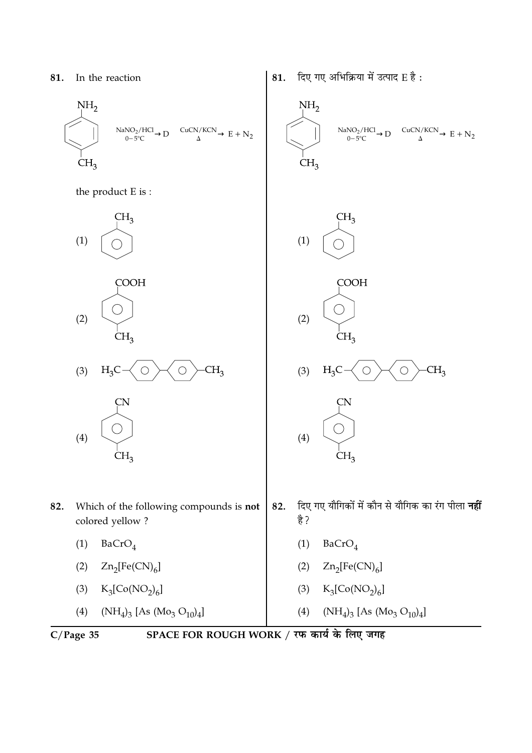81. In the reaction

(p-toluidine: benzene ring with $NH_2$ at top and $CH_3$ at bottom)

$$\xrightarrow[0-5^\circ C]{NaNO_2/HCl} D \xrightarrow[\Delta]{CuCN/KCN} E + N_2$$

the product E is :

(1) Benzene ring with $CH_3$ (toluene)

(2) Benzene ring with $COOH$ at top and $CH_3$ at bottom

(3) $H_3C-C_6H_4-C_6H_4-CH_3$

(4) Benzene ring with $CN$ at top and $CH_3$ at bottom

81. दिए गए अभिक्रिया में उत्पाद E है :

(p-toluidine: benzene ring with $NH_2$ at top and $CH_3$ at bottom)

$$\xrightarrow[0-5^\circ C]{NaNO_2/HCl} D \xrightarrow[\Delta]{CuCN/KCN} E + N_2$$

(1) Benzene ring with $CH_3$ (toluene)

(2) Benzene ring with $COOH$ at top and $CH_3$ at bottom

(3) $H_3C-C_6H_4-C_6H_4-CH_3$

(4) Benzene ring with $CN$ at top and $CH_3$ at bottom

82. Which of the following compounds is **not** colored yellow ?

(1) $BaCrO_4$

(2) $Zn_2[Fe(CN)_6]$

(3) $K_3[Co(NO_2)_6]$

(4) $(NH_4)_3[As(Mo_3O_{10})_4]$

82. दिए गए यौगिकों में कौन से यौगिक का रंग पीला **नहीं** है ?

(1) $BaCrO_4$

(2) $Zn_2[Fe(CN)_6]$

(3) $K_3[Co(NO_2)_6]$

(4) $(NH_4)_3[As(Mo_3O_{10})_4]$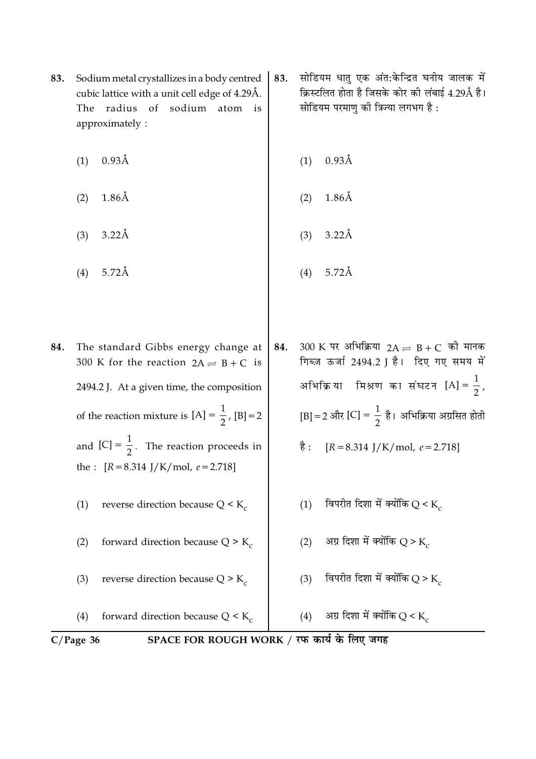83. Sodium metal crystallizes in a body centred cubic lattice with a unit cell edge of 4.29Å. The radius of sodium atom is approximately :

(1) 0.93Å

(2) 1.86Å

(3) 3.22Å

(4) 5.72Å

83. सोडियम धातु एक अंत:केन्द्रित घनीय जालक में क्रिस्टलित होता है जिसके कोर की लंबाई 4.29Å है। सोडियम परमाणु की त्रिज्या लगभग है :

(1) 0.93Å

(2) 1.86Å

(3) 3.22Å

(4) 5.72Å

84. The standard Gibbs energy change at 300 K for the reaction $2A \rightleftharpoons B + C$ is 2494.2 J. At a given time, the composition of the reaction mixture is $[A] = \frac{1}{2}$, $[B] = 2$ and $[C] = \frac{1}{2}$. The reaction proceeds in the : $[R = 8.314 \text{ J/K/mol}, e = 2.718]$

(1) reverse direction because $Q < K_c$

(2) forward direction because $Q > K_c$

(3) reverse direction because $Q > K_c$

(4) forward direction because $Q < K_c$

84. 300 K पर अभिक्रिया $2A \rightleftharpoons B + C$ की मानक गिब्ज ऊर्जा 2494.2 J है। दिए गए समय में अभिक्रिया मिश्रण का संघटन $[A] = \frac{1}{2}$, $[B] = 2$ और $[C] = \frac{1}{2}$ है। अभिक्रिया अग्रसित होती है : $[R = 8.314 \text{ J/K/mol}, e = 2.718]$

(1) विपरीत दिशा में क्योंकि $Q < K_c$

(2) अग्र दिशा में क्योंकि $Q > K_c$

(3) विपरीत दिशा में क्योंकि $Q > K_c$

(4) अग्र दिशा में क्योंकि $Q < K_c$

SPACE FOR ROUGH WORK / रफ कार्य के लिए जगह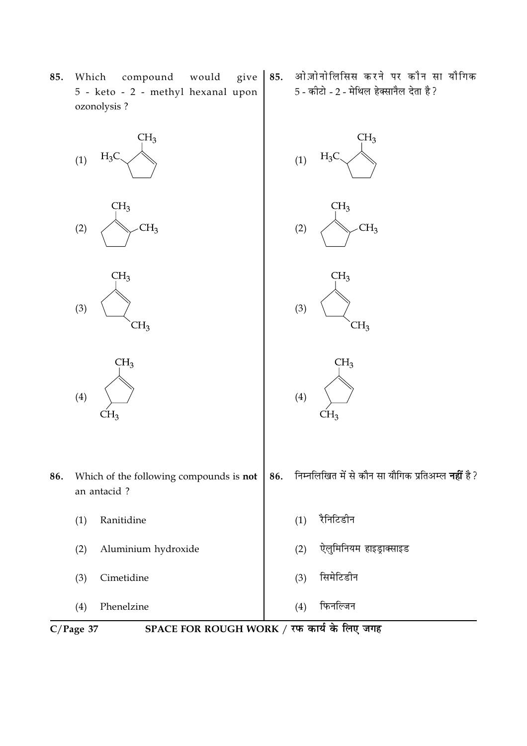85. Which compound would give 5 - keto - 2 - methyl hexanal upon ozonolysis ?

(1) [Structure: cyclopentene ring with $CH_3$ on a double-bond carbon and $H_3C$ on the adjacent $sp^3$ carbon]

(2) [Structure: cyclopentene ring with $CH_3$ on each of the two double-bond carbons]

(3) [Structure: cyclopentene ring with $CH_3$ on a double-bond carbon and another $CH_3$ on a ring carbon, lower right]

(4) [Structure: cyclopentene ring with $CH_3$ on a double-bond carbon and another $CH_3$ on a ring carbon, lower left]

85. ओज़ोनोलिसिस करने पर कौन सा यौगिक 5 - कीटो - 2 - मेथिल हेक्सानैल देता है ?

(1) [संरचना (1) ऊपर के समान]

(2) [संरचना (2) ऊपर के समान]

(3) [संरचना (3) ऊपर के समान]

(4) [संरचना (4) ऊपर के समान]

86. Which of the following compounds is **not** an antacid ?

(1) Ranitidine

(2) Aluminium hydroxide

(3) Cimetidine

(4) Phenelzine

86. निम्नलिखित में से कौन सा यौगिक प्रतिअम्ल **नहीं** है ?

(1) रैनिटिडीन

(2) ऐलुमिनियम हाइड्राक्साइड

(3) सिमेटिडीन

(4) फिनल्जिन

SPACE FOR ROUGH WORK / रफ कार्य के लिए जगह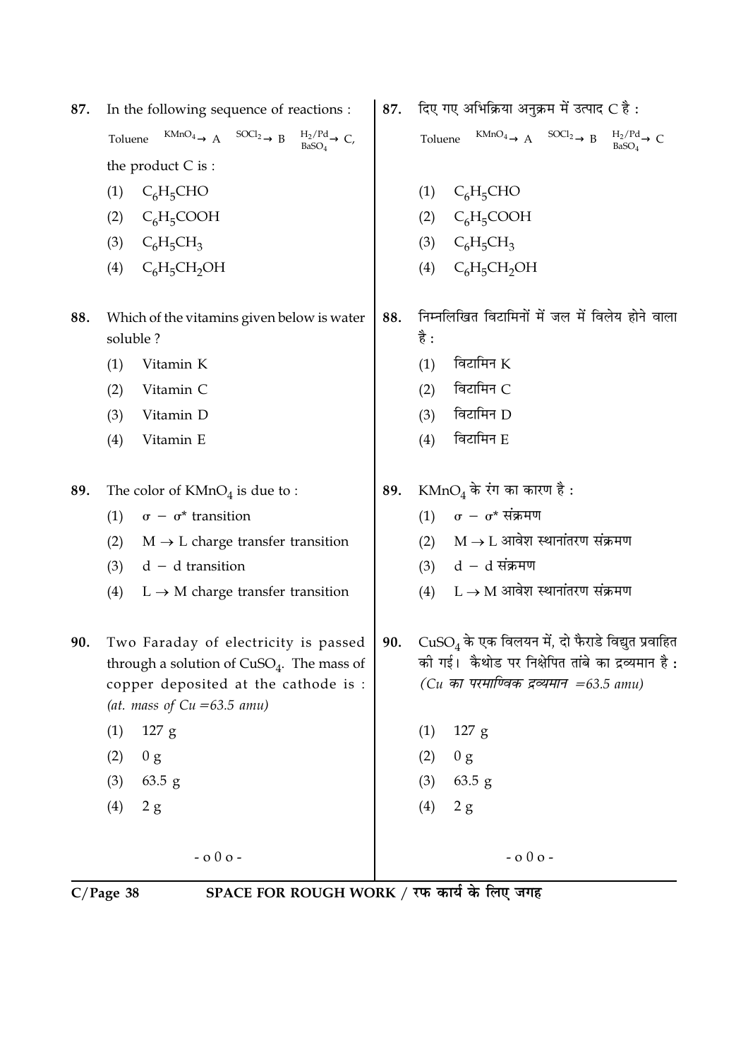87. In the following sequence of reactions :

$$\text{Toluene} \xrightarrow{KMnO_4} A \xrightarrow{SOCl_2} B \xrightarrow[BaSO_4]{H_2/Pd} C,$$

the product C is :

(1) $C_6H_5CHO$

(2) $C_6H_5COOH$

(3) $C_6H_5CH_3$

(4) $C_6H_5CH_2OH$

87. दिए गए अभिक्रिया अनुक्रम में उत्पाद C है :

$$\text{Toluene} \xrightarrow{KMnO_4} A \xrightarrow{SOCl_2} B \xrightarrow[BaSO_4]{H_2/Pd} C$$

(1) $C_6H_5CHO$

(2) $C_6H_5COOH$

(3) $C_6H_5CH_3$

(4) $C_6H_5CH_2OH$

88. Which of the vitamins given below is water soluble ?

(1) Vitamin K

(2) Vitamin C

(3) Vitamin D

(4) Vitamin E

88. निम्नलिखित विटामिनों में जल में विलेय होने वाला है :

(1) विटामिन K

(2) विटामिन C

(3) विटामिन D

(4) विटामिन E

89. The color of $KMnO_4$ is due to :

(1) $\sigma - \sigma^*$ transition

(2) $M \rightarrow L$ charge transfer transition

(3) $d - d$ transition

(4) $L \rightarrow M$ charge transfer transition

89. $KMnO_4$ के रंग का कारण है :

(1) $\sigma - \sigma^*$ संक्रमण

(2) $M \rightarrow L$ आवेश स्थानांतरण संक्रमण

(3) $d - d$ संक्रमण

(4) $L \rightarrow M$ आवेश स्थानांतरण संक्रमण

90. Two Faraday of electricity is passed through a solution of $CuSO_4$. The mass of copper deposited at the cathode is : *(at. mass of Cu = 63.5 amu)*

(1) 127 g

(2) 0 g

(3) 63.5 g

(4) 2 g

90. $CuSO_4$ के एक विलयन में, दो फैराडे विद्युत प्रवाहित की गई। कैथोड पर निक्षेपित तांबे का द्रव्यमान है : *(Cu का परमाण्विक द्रव्यमान = 63.5 amu)*

(1) 127 g

(2) 0 g

(3) 63.5 g

(4) 2 g

- o 0 o -

SPACE FOR ROUGH WORK / रफ कार्य के लिए जगह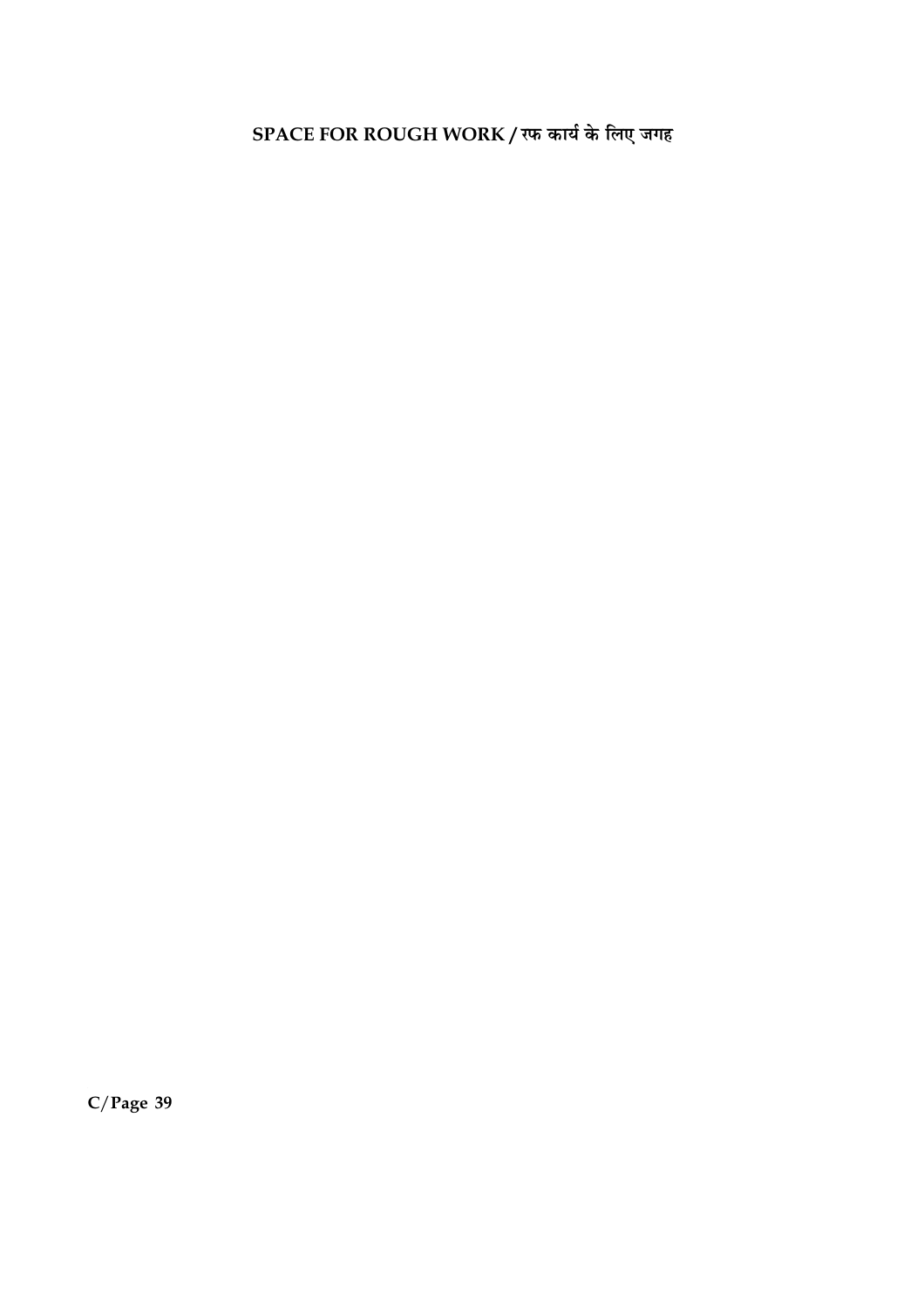**SPACE FOR ROUGH WORK / रफ कार्य के लिए जगह**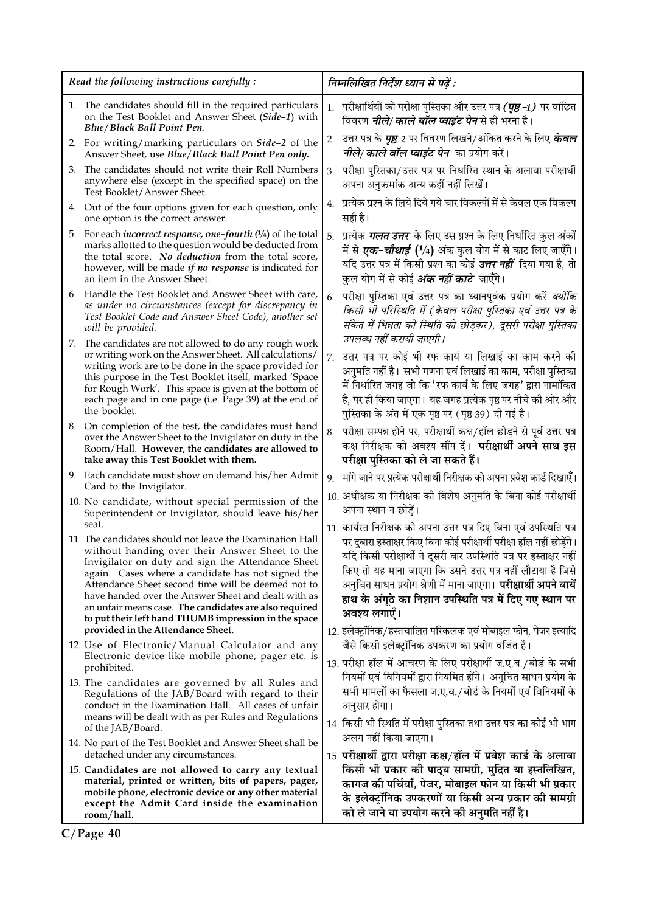| Read the following instructions carefully : | निम्नलिखित निर्देश ध्यान से पढ़ें : |
|---|---|
| 1. The candidates should fill in the required particulars on the Test Booklet and Answer Sheet (*Side–1*) with ***Blue/Black Ball Point Pen.*** | 1. परीक्षार्थियों को परीक्षा पुस्तिका और उत्तर पत्र ***(पृष्ठ -1)*** पर वांछित विवरण ***नीले/ काले बॉल प्वाइंट पेन*** से ही भरना है। |
| 2. For writing/marking particulars on ***Side–2*** of the Answer Sheet, use ***Blue/Black Ball Point Pen only.*** | 2. उत्तर पत्र के ***पृष्ठ-2*** पर विवरण लिखने/अंकित करने के लिए ***केवल नीले/ काले बॉल प्वाइंट पेन*** का प्रयोग करें। |
| 3. The candidates should not write their Roll Numbers anywhere else (except in the specified space) on the Test Booklet/Answer Sheet. | 3. परीक्षा पुस्तिका/उत्तर पत्र पर निर्धारित स्थान के अलावा परीक्षार्थी अपना अनुक्रमांक अन्य कहीं नहीं लिखें। |
| 4. Out of the four options given for each question, only one option is the correct answer. | 4. प्रत्येक प्रश्न के लिये दिये गये चार विकल्पों में से केवल एक विकल्प सही है। |
| 5. For each *incorrect response, one–fourth* (¼) of the total marks allotted to the question would be deducted from the total score. ***No deduction*** from the total score, however, will be made ***if no response*** is indicated for an item in the Answer Sheet. | 5. प्रत्येक ***गलत उत्तर*** के लिए उस प्रश्न के लिए निर्धारित कुल अंकों में से ***एक-चौथाई*** (¼) अंक कुल योग में से काट लिए जाएँगे। यदि उत्तर पत्र में किसी प्रश्न का कोई ***उत्तर नहीं*** दिया गया है, तो कुल योग में से कोई ***अंक नहीं काटे*** जाएँगे। |
| 6. Handle the Test Booklet and Answer Sheet with care, *as under no circumstances (except for discrepancy in Test Booklet Code and Answer Sheet Code), another set will be provided.* | 6. परीक्षा पुस्तिका एवं उत्तर पत्र का ध्यानपूर्वक प्रयोग करें *क्योंकि किसी भी परिस्थिति में (केवल परीक्षा पुस्तिका एवं उत्तर पत्र के संकेत में भिन्नता की स्थिति को छोड़कर), दूसरी परीक्षा पुस्तिका उपलब्ध नहीं करायी जाएगी।* |
| 7. The candidates are not allowed to do any rough work or writing work on the Answer Sheet. All calculations/writing work are to be done in the space provided for this purpose in the Test Booklet itself, marked 'Space for Rough Work'. This space is given at the bottom of each page and in one page (i.e. Page 39) at the end of the booklet. | 7. उत्तर पत्र पर कोई भी रफ कार्य या लिखाई का काम करने की अनुमति नहीं है। सभी गणना एवं लिखाई का काम, परीक्षा पुस्तिका में निर्धारित जगह जो कि 'रफ कार्य के लिए जगह' द्वारा नामांकित है, पर ही किया जाएगा। यह जगह प्रत्येक पृष्ठ पर नीचे की ओर और पुस्तिका के अंत में एक पृष्ठ पर (पृष्ठ 39) दी गई है। |
| 8. On completion of the test, the candidates must hand over the Answer Sheet to the Invigilator on duty in the Room/Hall. **However, the candidates are allowed to take away this Test Booklet with them.** | 8. परीक्षा सम्पन्न होने पर, परीक्षार्थी कक्ष/हॉल छोड़ने से पूर्व उत्तर पत्र कक्ष निरीक्षक को अवश्य सौंप दें। **परीक्षार्थी अपने साथ इस परीक्षा पुस्तिका को ले जा सकते हैं।** |
| 9. Each candidate must show on demand his/her Admit Card to the Invigilator. | 9. मांगे जाने पर प्रत्येक परीक्षार्थी निरीक्षक को अपना प्रवेश कार्ड दिखाएँ। |
| 10. No candidate, without special permission of the Superintendent or Invigilator, should leave his/her seat. | 10. अधीक्षक या निरीक्षक की विशेष अनुमति के बिना कोई परीक्षार्थी अपना स्थान न छोड़ें। |
| 11. The candidates should not leave the Examination Hall without handing over their Answer Sheet to the Invigilator on duty and sign the Attendance Sheet again. Cases where a candidate has not signed the Attendance Sheet second time will be deemed not to have handed over the Answer Sheet and dealt with as an unfair means case. **The candidates are also required to put their left hand THUMB impression in the space provided in the Attendance Sheet.** | 11. कार्यरत निरीक्षक को अपना उत्तर पत्र दिए बिना एवं उपस्थिति पत्र पर दुबारा हस्ताक्षर किए बिना कोई परीक्षार्थी परीक्षा हॉल नहीं छोड़ेंगे। यदि किसी परीक्षार्थी ने दूसरी बार उपस्थिति पत्र पर हस्ताक्षर नहीं किए तो यह माना जाएगा कि उसने उत्तर पत्र नहीं लौटाया है जिसे अनुचित साधन प्रयोग श्रेणी में माना जाएगा। **परीक्षार्थी अपने बायें हाथ के अंगूठे का निशान उपस्थिति पत्र में दिए गए स्थान पर अवश्य लगाएँ।** |
| 12. Use of Electronic/Manual Calculator and any Electronic device like mobile phone, pager etc. is prohibited. | 12. इलेक्ट्रॉनिक/हस्तचालित परिकलक एवं मोबाइल फोन, पेजर इत्यादि जैसे किसी इलेक्ट्रॉनिक उपकरण का प्रयोग वर्जित है। |
| 13. The candidates are governed by all Rules and Regulations of the JAB/Board with regard to their conduct in the Examination Hall. All cases of unfair means will be dealt with as per Rules and Regulations of the JAB/Board. | 13. परीक्षा हॉल में आचरण के लिए परीक्षार्थी ज.ए.ब./बोर्ड के सभी नियमों एवं विनियमों द्वारा नियमित होंगे। अनुचित साधन प्रयोग के सभी मामलों का फैसला ज.ए.ब./बोर्ड के नियमों एवं विनियमों के अनुसार होगा। |
| 14. No part of the Test Booklet and Answer Sheet shall be detached under any circumstances. | 14. किसी भी स्थिति में परीक्षा पुस्तिका तथा उत्तर पत्र का कोई भी भाग अलग नहीं किया जाएगा। |
| 15. **Candidates are not allowed to carry any textual material, printed or written, bits of papers, pager, mobile phone, electronic device or any other material except the Admit Card inside the examination room/hall.** | 15. **परीक्षार्थी द्वारा परीक्षा कक्ष/हॉल में प्रवेश कार्ड के अलावा किसी भी प्रकार की पाठ्य सामग्री, मुद्रित या हस्तलिखित, कागज की पर्चियाँ, पेजर, मोबाइल फोन या किसी भी प्रकार के इलेक्ट्रॉनिक उपकरणों या किसी अन्य प्रकार की सामग्री को ले जाने या उपयोग करने की अनुमति नहीं है।** |

C/Page 40